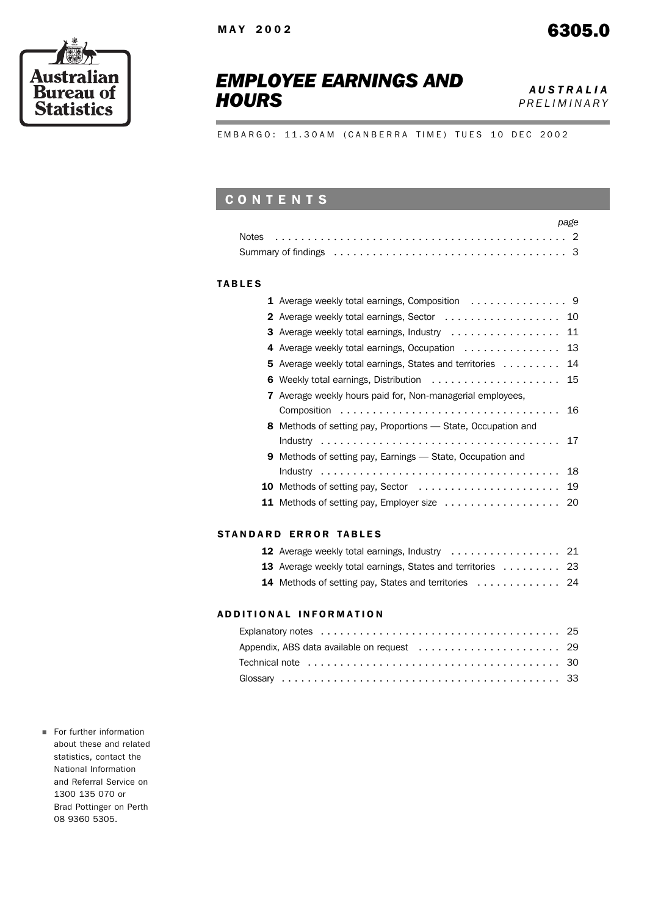Australian Bureau of Statistics

MAY 2002

6305.0

# EMPLOYEE EARNINGS AND HOURS

*AUSTRALIA*
*PRELIMINARY*

EMBARGO: 11.30AM (CANBERRA TIME) TUES 10 DEC 2002

## CONTENTS

| | page |
|---|---|
| Notes | 2 |
| Summary of findings | 3 |

### TABLES

| | | page |
|---|---|---|
| **1** | Average weekly total earnings, Composition | 9 |
| **2** | Average weekly total earnings, Sector | 10 |
| **3** | Average weekly total earnings, Industry | 11 |
| **4** | Average weekly total earnings, Occupation | 13 |
| **5** | Average weekly total earnings, States and territories | 14 |
| **6** | Weekly total earnings, Distribution | 15 |
| **7** | Average weekly hours paid for, Non-managerial employees, Composition | 16 |
| **8** | Methods of setting pay, Proportions — State, Occupation and Industry | 17 |
| **9** | Methods of setting pay, Earnings — State, Occupation and Industry | 18 |
| **10** | Methods of setting pay, Sector | 19 |
| **11** | Methods of setting pay, Employer size | 20 |

### STANDARD ERROR TABLES

| | | page |
|---|---|---|
| **12** | Average weekly total earnings, Industry | 21 |
| **13** | Average weekly total earnings, States and territories | 23 |
| **14** | Methods of setting pay, States and territories | 24 |

### ADDITIONAL INFORMATION

| | page |
|---|---|
| Explanatory notes | 25 |
| Appendix, ABS data available on request | 29 |
| Technical note | 30 |
| Glossary | 33 |

- For further information about these and related statistics, contact the National Information and Referral Service on 1300 135 070 or Brad Pottinger on Perth 08 9360 5305.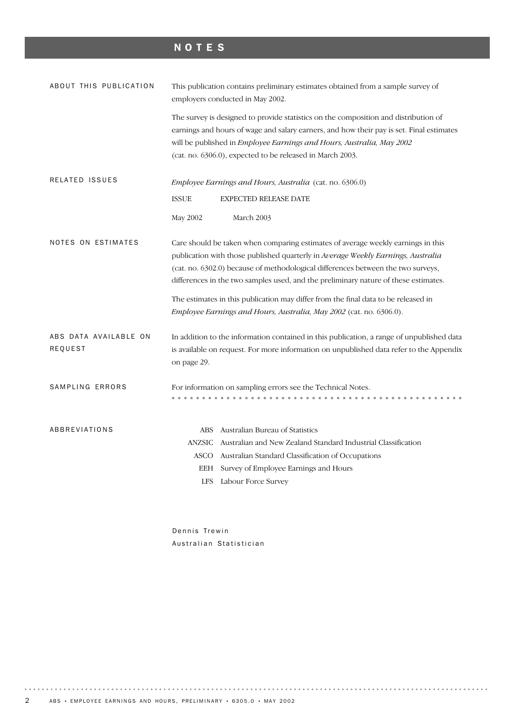# NOTES

## ABOUT THIS PUBLICATION

This publication contains preliminary estimates obtained from a sample survey of employers conducted in May 2002.

The survey is designed to provide statistics on the composition and distribution of earnings and hours of wage and salary earners, and how their pay is set. Final estimates will be published in *Employee Earnings and Hours, Australia, May 2002* (cat. no. 6306.0), expected to be released in March 2003.

## RELATED ISSUES

*Employee Earnings and Hours, Australia* (cat. no. 6306.0)

| ISSUE | EXPECTED RELEASE DATE |
|---|---|
| May 2002 | March 2003 |

## NOTES ON ESTIMATES

Care should be taken when comparing estimates of average weekly earnings in this publication with those published quarterly in *Average Weekly Earnings, Australia* (cat. no. 6302.0) because of methodological differences between the two surveys, differences in the two samples used, and the preliminary nature of these estimates.

The estimates in this publication may differ from the final data to be released in *Employee Earnings and Hours, Australia, May 2002* (cat. no. 6306.0).

## ABS DATA AVAILABLE ON REQUEST

In addition to the information contained in this publication, a range of unpublished data is available on request. For more information on unpublished data refer to the Appendix on page 29.

## SAMPLING ERRORS

For information on sampling errors see the Technical Notes.

## ABBREVIATIONS

| | |
|---|---|
| ABS | Australian Bureau of Statistics |
| ANZSIC | Australian and New Zealand Standard Industrial Classification |
| ASCO | Australian Standard Classification of Occupations |
| EEH | Survey of Employee Earnings and Hours |
| LFS | Labour Force Survey |

Dennis Trewin
Australian Statistician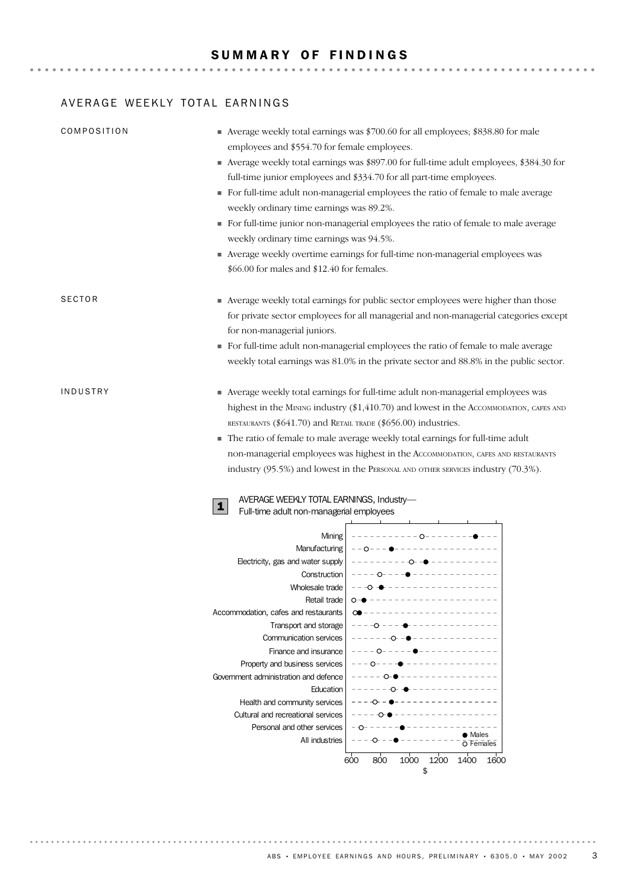# SUMMARY OF FINDINGS

## AVERAGE WEEKLY TOTAL EARNINGS

### COMPOSITION

- Average weekly total earnings was $700.60 for all employees; $838.80 for male employees and $554.70 for female employees.
- Average weekly total earnings was $897.00 for full-time adult employees, $384.30 for full-time junior employees and $334.70 for all part-time employees.
- For full-time adult non-managerial employees the ratio of female to male average weekly ordinary time earnings was 89.2%.
- For full-time junior non-managerial employees the ratio of female to male average weekly ordinary time earnings was 94.5%.
- Average weekly overtime earnings for full-time non-managerial employees was $66.00 for males and $12.40 for females.

### SECTOR

- Average weekly total earnings for public sector employees were higher than those for private sector employees for all managerial and non-managerial categories except for non-managerial juniors.
- For full-time adult non-managerial employees the ratio of female to male average weekly total earnings was 81.0% in the private sector and 88.8% in the public sector.

### INDUSTRY

- Average weekly total earnings for full-time adult non-managerial employees was highest in the MINING industry ($1,410.70) and lowest in the ACCOMMODATION, CAFES AND RESTAURANTS ($641.70) and RETAIL TRADE ($656.00) industries.
- The ratio of female to male average weekly total earnings for full-time adult non-managerial employees was highest in the ACCOMMODATION, CAFES AND RESTAURANTS industry (95.5%) and lowest in the PERSONAL AND OTHER SERVICES industry (70.3%).

**1** AVERAGE WEEKLY TOTAL EARNINGS, Industry— Full-time adult non-managerial employees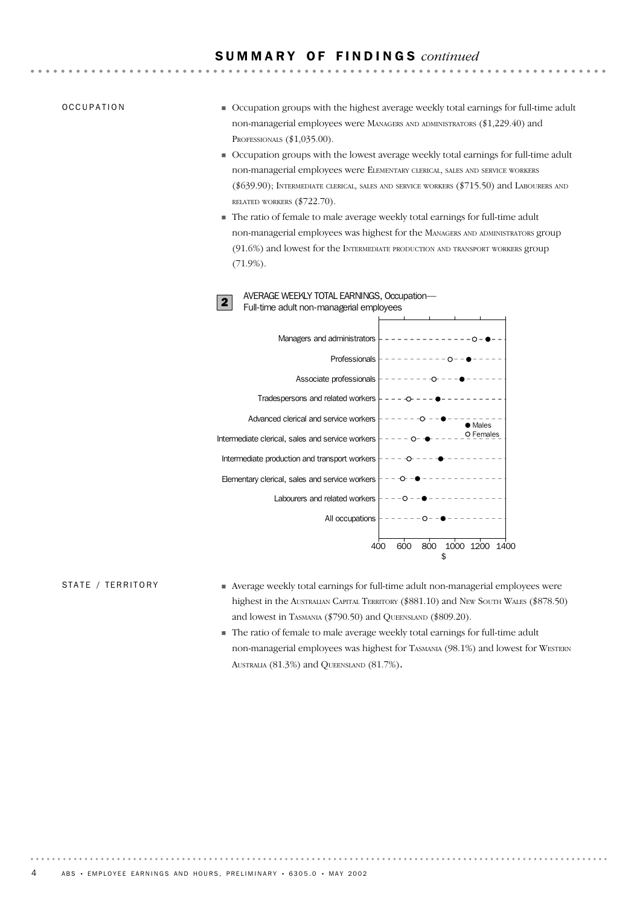## SUMMARY OF FINDINGS *continued*

### OCCUPATION

- Occupation groups with the highest average weekly total earnings for full-time adult non-managerial employees were Managers and administrators ($1,229.40) and Professionals ($1,035.00).
- Occupation groups with the lowest average weekly total earnings for full-time adult non-managerial employees were Elementary clerical, sales and service workers ($639.90); Intermediate clerical, sales and service workers ($715.50) and Labourers and related workers ($722.70).
- The ratio of female to male average weekly total earnings for full-time adult non-managerial employees was highest for the Managers and administrators group (91.6%) and lowest for the Intermediate production and transport workers group (71.9%).

**2** AVERAGE WEEKLY TOTAL EARNINGS, Occupation— Full-time adult non-managerial employees

Managers and administrators
Professionals
Associate professionals
Tradespersons and related workers
Advanced clerical and service workers
Intermediate clerical, sales and service workers
Intermediate production and transport workers
Elementary clerical, sales and service workers
Labourers and related workers
All occupations

● Males
○ Females

400 600 800 1000 1200 1400
$

### STATE / TERRITORY

- Average weekly total earnings for full-time adult non-managerial employees were highest in the Australian Capital Territory ($881.10) and New South Wales ($878.50) and lowest in Tasmania ($790.50) and Queensland ($809.20).
- The ratio of female to male average weekly total earnings for full-time adult non-managerial employees was highest for Tasmania (98.1%) and lowest for Western Australia (81.3%) and Queensland (81.7%).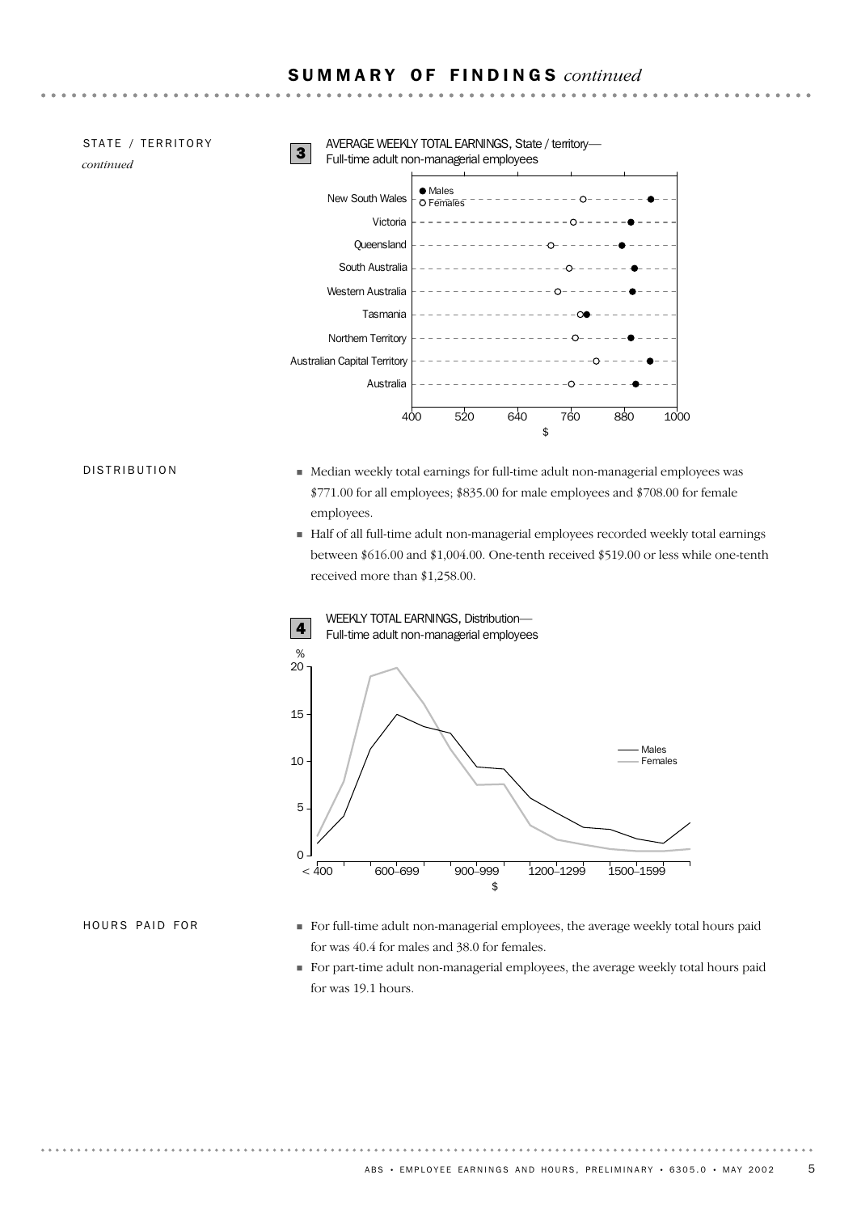## SUMMARY OF FINDINGS *continued*

STATE / TERRITORY *continued*

**3** AVERAGE WEEKLY TOTAL EARNINGS, State / territory—Full-time adult non-managerial employees

DISTRIBUTION

- Median weekly total earnings for full-time adult non-managerial employees was \$771.00 for all employees; \$835.00 for male employees and \$708.00 for female employees.
- Half of all full-time adult non-managerial employees recorded weekly total earnings between \$616.00 and \$1,004.00. One-tenth received \$519.00 or less while one-tenth received more than \$1,258.00.

**4** WEEKLY TOTAL EARNINGS, Distribution—Full-time adult non-managerial employees

HOURS PAID FOR

- For full-time adult non-managerial employees, the average weekly total hours paid for was 40.4 for males and 38.0 for females.
- For part-time adult non-managerial employees, the average weekly total hours paid for was 19.1 hours.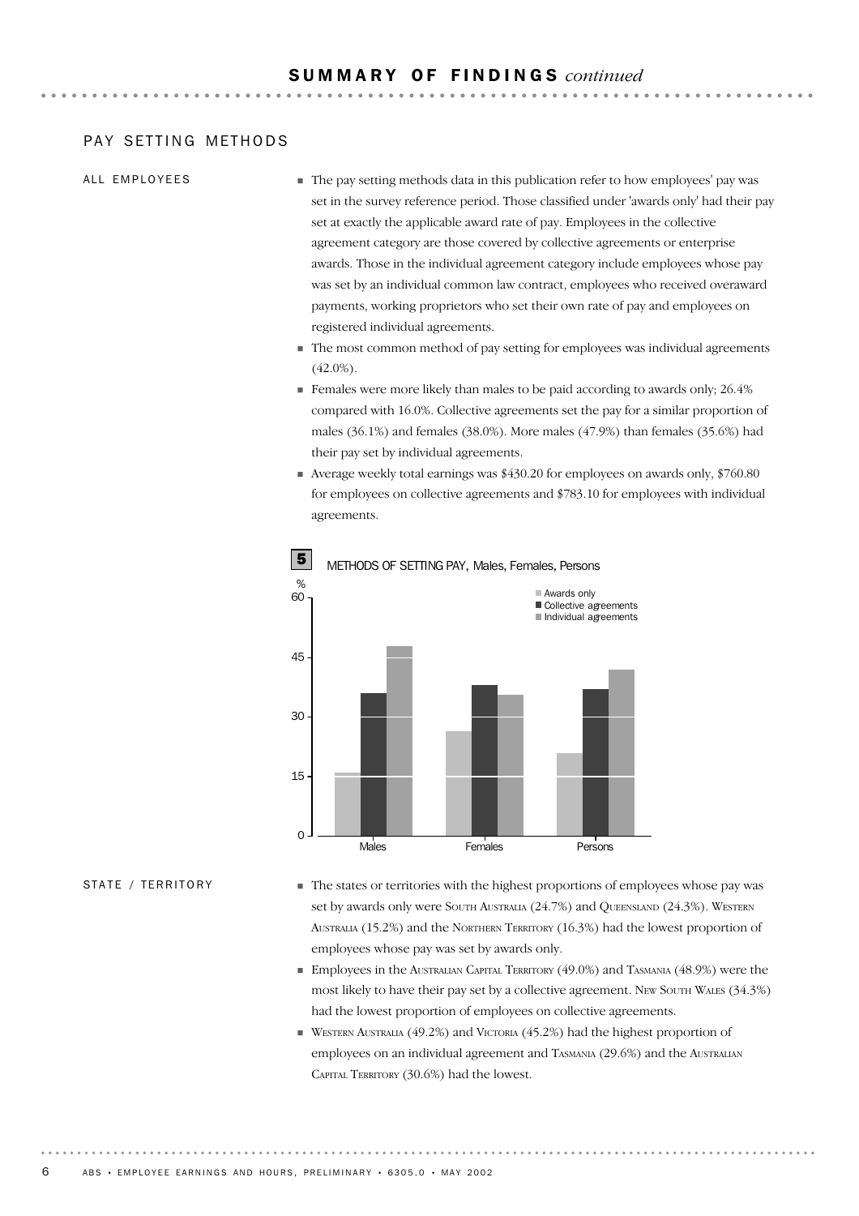## SUMMARY OF FINDINGS *continued*

### PAY SETTING METHODS

#### ALL EMPLOYEES

- The pay setting methods data in this publication refer to how employees' pay was set in the survey reference period. Those classified under 'awards only' had their pay set at exactly the applicable award rate of pay. Employees in the collective agreement category are those covered by collective agreements or enterprise awards. Those in the individual agreement category include employees whose pay was set by an individual common law contract, employees who received overaward payments, working proprietors who set their own rate of pay and employees on registered individual agreements.
- The most common method of pay setting for employees was individual agreements (42.0%).
- Females were more likely than males to be paid according to awards only; 26.4% compared with 16.0%. Collective agreements set the pay for a similar proportion of males (36.1%) and females (38.0%). More males (47.9%) than females (35.6%) had their pay set by individual agreements.
- Average weekly total earnings was $430.20 for employees on awards only, $760.80 for employees on collective agreements and $783.10 for employees with individual agreements.

**5** METHODS OF SETTING PAY, Males, Females, Persons

#### STATE / TERRITORY

- The states or territories with the highest proportions of employees whose pay was set by awards only were South Australia (24.7%) and Queensland (24.3%). Western Australia (15.2%) and the Northern Territory (16.3%) had the lowest proportion of employees whose pay was set by awards only.
- Employees in the Australian Capital Territory (49.0%) and Tasmania (48.9%) were the most likely to have their pay set by a collective agreement. New South Wales (34.3%) had the lowest proportion of employees on collective agreements.
- Western Australia (49.2%) and Victoria (45.2%) had the highest proportion of employees on an individual agreement and Tasmania (29.6%) and the Australian Capital Territory (30.6%) had the lowest.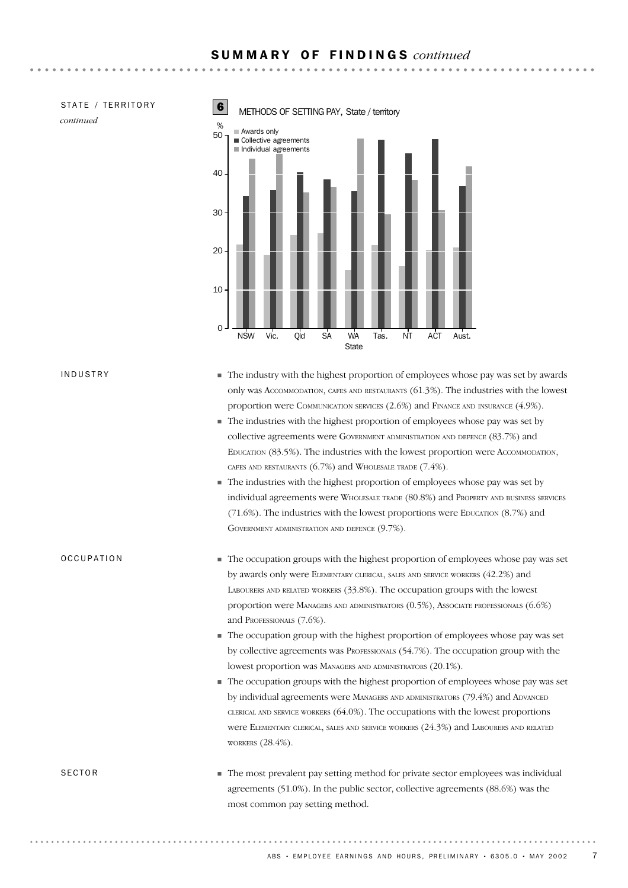## SUMMARY OF FINDINGS *continued*

### STATE / TERRITORY *continued*

**6 METHODS OF SETTING PAY, State / territory**

### INDUSTRY

- The industry with the highest proportion of employees whose pay was set by awards only was ACCOMMODATION, CAFES AND RESTAURANTS (61.3%). The industries with the lowest proportion were COMMUNICATION SERVICES (2.6%) and FINANCE AND INSURANCE (4.9%).
- The industries with the highest proportion of employees whose pay was set by collective agreements were GOVERNMENT ADMINISTRATION AND DEFENCE (83.7%) and EDUCATION (83.5%). The industries with the lowest proportion were ACCOMMODATION, CAFES AND RESTAURANTS (6.7%) and WHOLESALE TRADE (7.4%).
- The industries with the highest proportion of employees whose pay was set by individual agreements were WHOLESALE TRADE (80.8%) and PROPERTY AND BUSINESS SERVICES (71.6%). The industries with the lowest proportions were EDUCATION (8.7%) and GOVERNMENT ADMINISTRATION AND DEFENCE (9.7%).

### OCCUPATION

- The occupation groups with the highest proportion of employees whose pay was set by awards only were ELEMENTARY CLERICAL, SALES AND SERVICE WORKERS (42.2%) and LABOURERS AND RELATED WORKERS (33.8%). The occupation groups with the lowest proportion were MANAGERS AND ADMINISTRATORS (0.5%), ASSOCIATE PROFESSIONALS (6.6%) and PROFESSIONALS (7.6%).
- The occupation group with the highest proportion of employees whose pay was set by collective agreements was PROFESSIONALS (54.7%). The occupation group with the lowest proportion was MANAGERS AND ADMINISTRATORS (20.1%).
- The occupation groups with the highest proportion of employees whose pay was set by individual agreements were MANAGERS AND ADMINISTRATORS (79.4%) and ADVANCED CLERICAL AND SERVICE WORKERS (64.0%). The occupations with the lowest proportions were ELEMENTARY CLERICAL, SALES AND SERVICE WORKERS (24.3%) and LABOURERS AND RELATED WORKERS (28.4%).

### SECTOR

- The most prevalent pay setting method for private sector employees was individual agreements (51.0%). In the public sector, collective agreements (88.6%) was the most common pay setting method.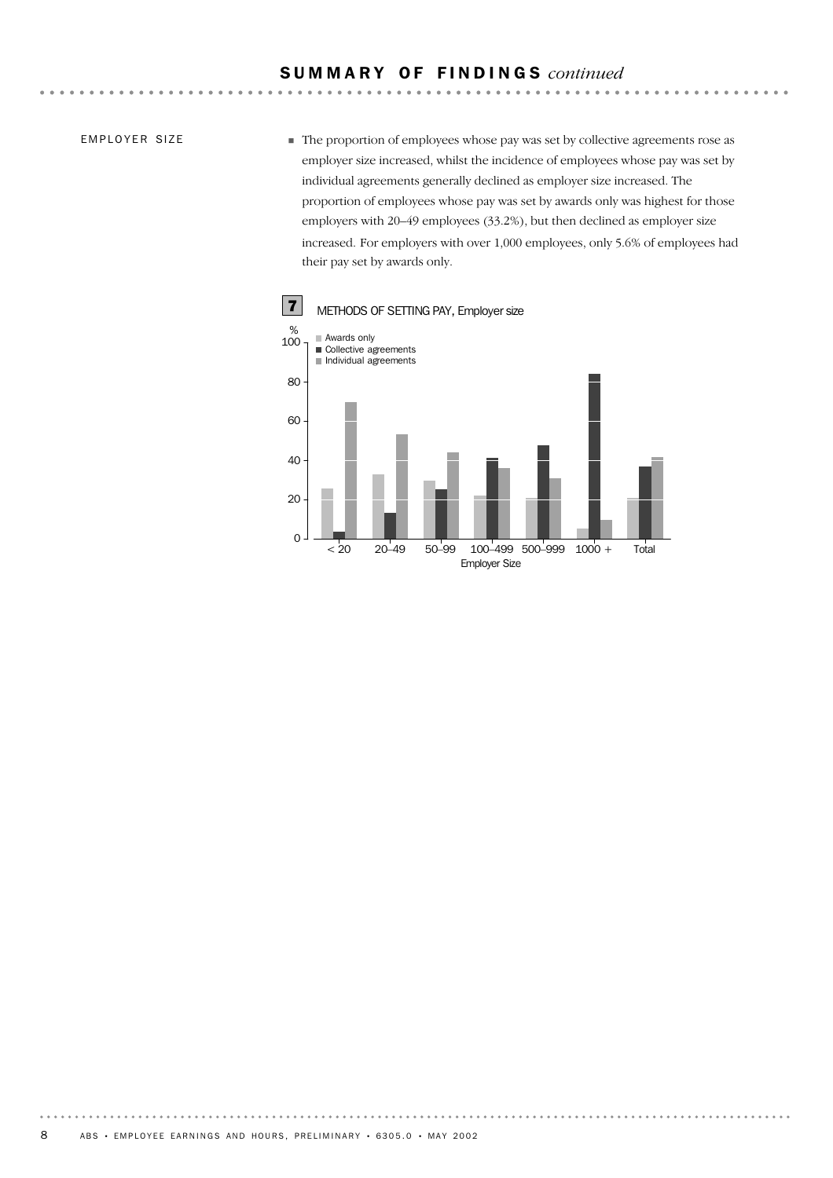## SUMMARY OF FINDINGS *continued*

EMPLOYER SIZE

- The proportion of employees whose pay was set by collective agreements rose as employer size increased, whilst the incidence of employees whose pay was set by individual agreements generally declined as employer size increased. The proportion of employees whose pay was set by awards only was highest for those employers with 20–49 employees (33.2%), but then declined as employer size increased. For employers with over 1,000 employees, only 5.6% of employees had their pay set by awards only.

**7** METHODS OF SETTING PAY, Employer size

Legend: Awards only; Collective agreements; Individual agreements

Y-axis: % (0–100). X-axis: Employer Size (< 20, 20–49, 50–99, 100–499, 500–999, 1000 +, Total)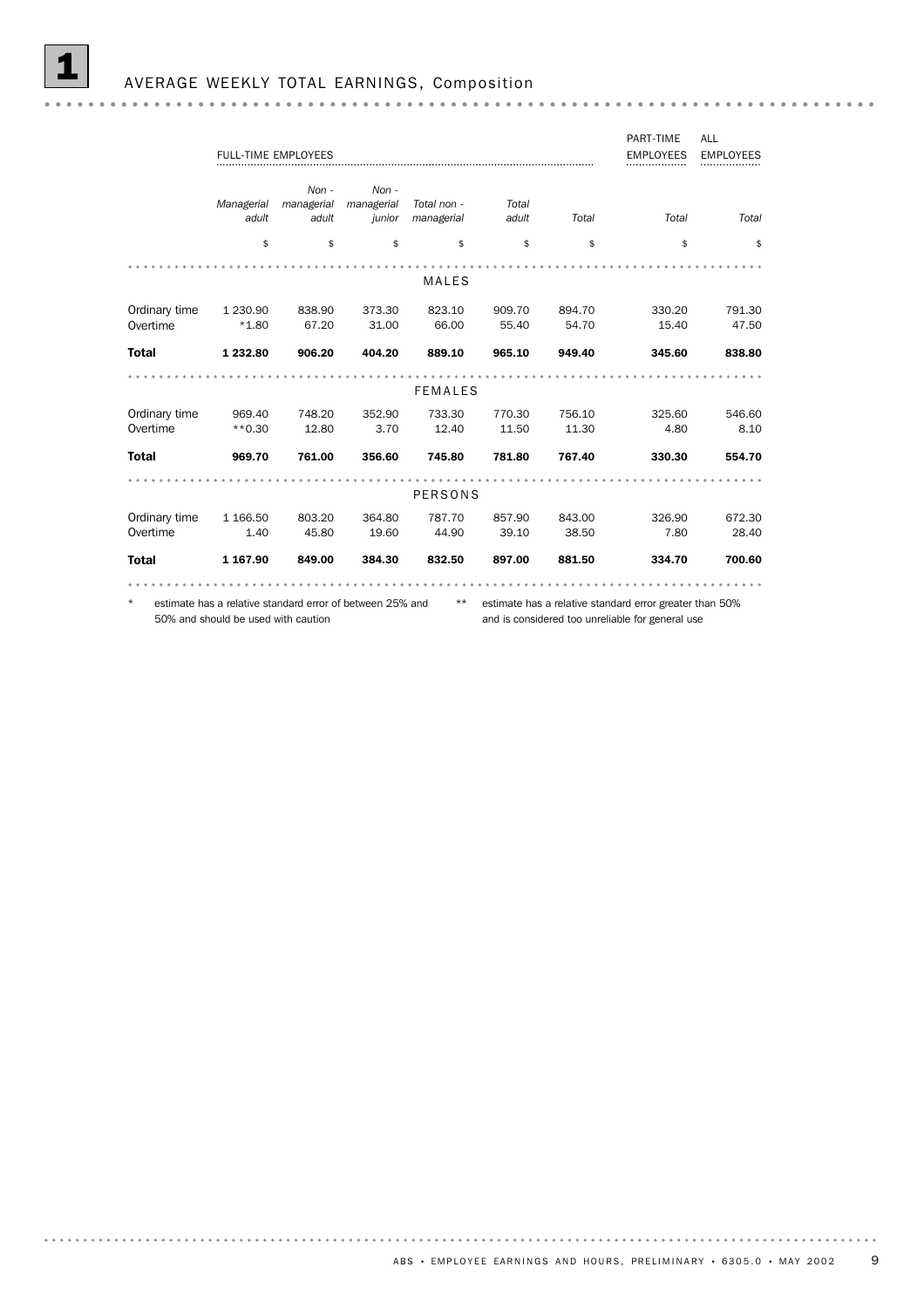# 1 AVERAGE WEEKLY TOTAL EARNINGS, Composition

| | FULL-TIME EMPLOYEES | | | | | | PART-TIME EMPLOYEES | ALL EMPLOYEES |
|---|---|---|---|---|---|---|---|---|
| | *Managerial adult* | *Non - managerial adult* | *Non - managerial junior* | *Total non - managerial* | *Total adult* | *Total* | *Total* | *Total* |
| | $ | $ | $ | $ | $ | $ | $ | $ |
| | | | | MALES | | | | |
| Ordinary time | 1 230.90 | 838.90 | 373.30 | 823.10 | 909.70 | 894.70 | 330.20 | 791.30 |
| Overtime | *1.80 | 67.20 | 31.00 | 66.00 | 55.40 | 54.70 | 15.40 | 47.50 |
| **Total** | **1 232.80** | **906.20** | **404.20** | **889.10** | **965.10** | **949.40** | **345.60** | **838.80** |
| | | | | FEMALES | | | | |
| Ordinary time | 969.40 | 748.20 | 352.90 | 733.30 | 770.30 | 756.10 | 325.60 | 546.60 |
| Overtime | **0.30 | 12.80 | 3.70 | 12.40 | 11.50 | 11.30 | 4.80 | 8.10 |
| **Total** | **969.70** | **761.00** | **356.60** | **745.80** | **781.80** | **767.40** | **330.30** | **554.70** |
| | | | | PERSONS | | | | |
| Ordinary time | 1 166.50 | 803.20 | 364.80 | 787.70 | 857.90 | 843.00 | 326.90 | 672.30 |
| Overtime | 1.40 | 45.80 | 19.60 | 44.90 | 39.10 | 38.50 | 7.80 | 28.40 |
| **Total** | **1 167.90** | **849.00** | **384.30** | **832.50** | **897.00** | **881.50** | **334.70** | **700.60** |

\* estimate has a relative standard error of between 25% and 50% and should be used with caution

\*\* estimate has a relative standard error greater than 50% and is considered too unreliable for general use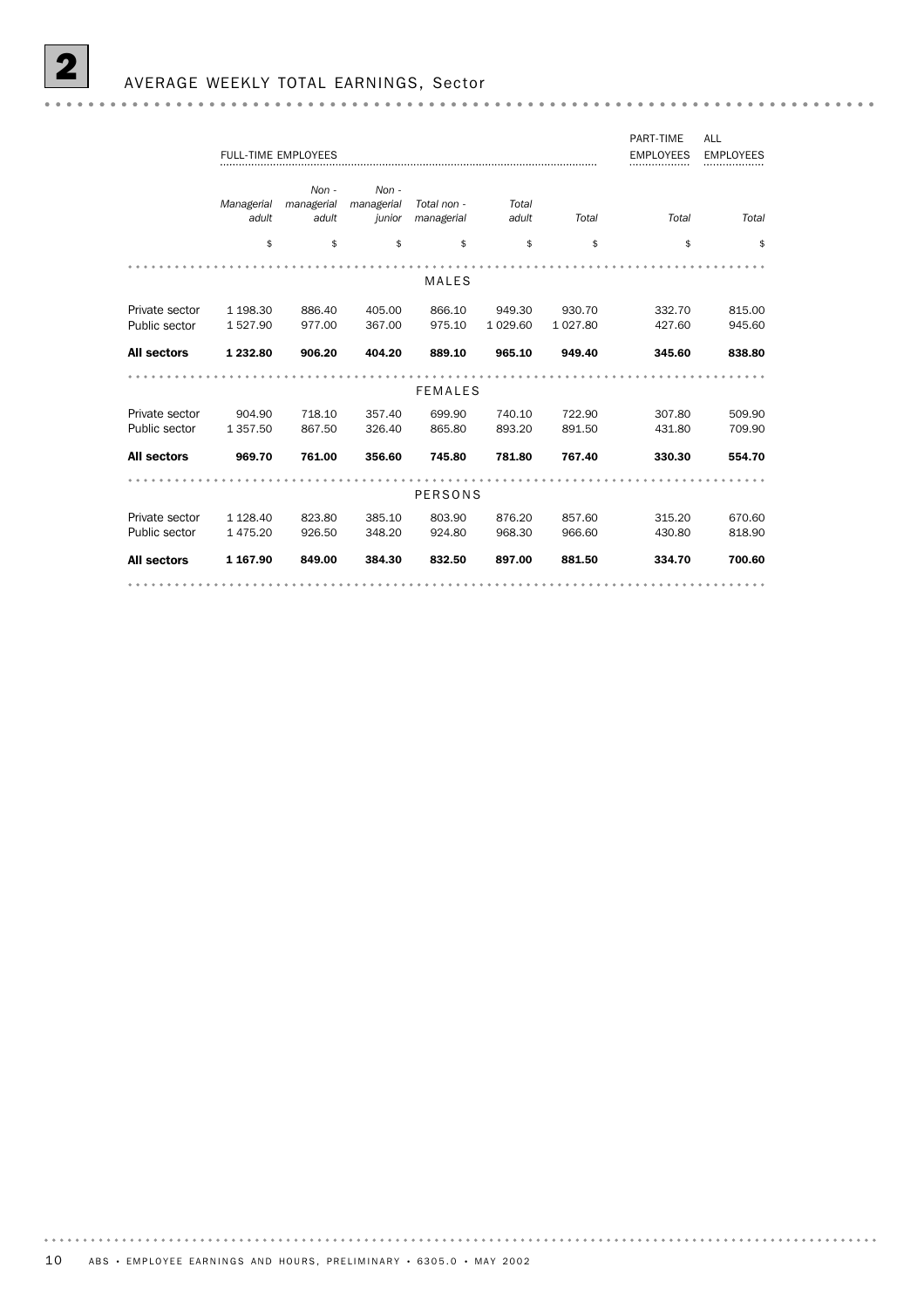## 2 AVERAGE WEEKLY TOTAL EARNINGS, Sector

| | FULL-TIME EMPLOYEES | | | | | | PART-TIME EMPLOYEES | ALL EMPLOYEES |
|---|---|---|---|---|---|---|---|---|
| | *Managerial adult* | *Non - managerial adult* | *Non - managerial junior* | *Total non - managerial* | *Total adult* | *Total* | *Total* | *Total* |
| | $ | $ | $ | $ | $ | $ | $ | $ |
| | | | | MALES | | | | |
| Private sector | 1 198.30 | 886.40 | 405.00 | 866.10 | 949.30 | 930.70 | 332.70 | 815.00 |
| Public sector | 1 527.90 | 977.00 | 367.00 | 975.10 | 1 029.60 | 1 027.80 | 427.60 | 945.60 |
| **All sectors** | **1 232.80** | **906.20** | **404.20** | **889.10** | **965.10** | **949.40** | **345.60** | **838.80** |
| | | | | FEMALES | | | | |
| Private sector | 904.90 | 718.10 | 357.40 | 699.90 | 740.10 | 722.90 | 307.80 | 509.90 |
| Public sector | 1 357.50 | 867.50 | 326.40 | 865.80 | 893.20 | 891.50 | 431.80 | 709.90 |
| **All sectors** | **969.70** | **761.00** | **356.60** | **745.80** | **781.80** | **767.40** | **330.30** | **554.70** |
| | | | | PERSONS | | | | |
| Private sector | 1 128.40 | 823.80 | 385.10 | 803.90 | 876.20 | 857.60 | 315.20 | 670.60 |
| Public sector | 1 475.20 | 926.50 | 348.20 | 924.80 | 968.30 | 966.60 | 430.80 | 818.90 |
| **All sectors** | **1 167.90** | **849.00** | **384.30** | **832.50** | **897.00** | **881.50** | **334.70** | **700.60** |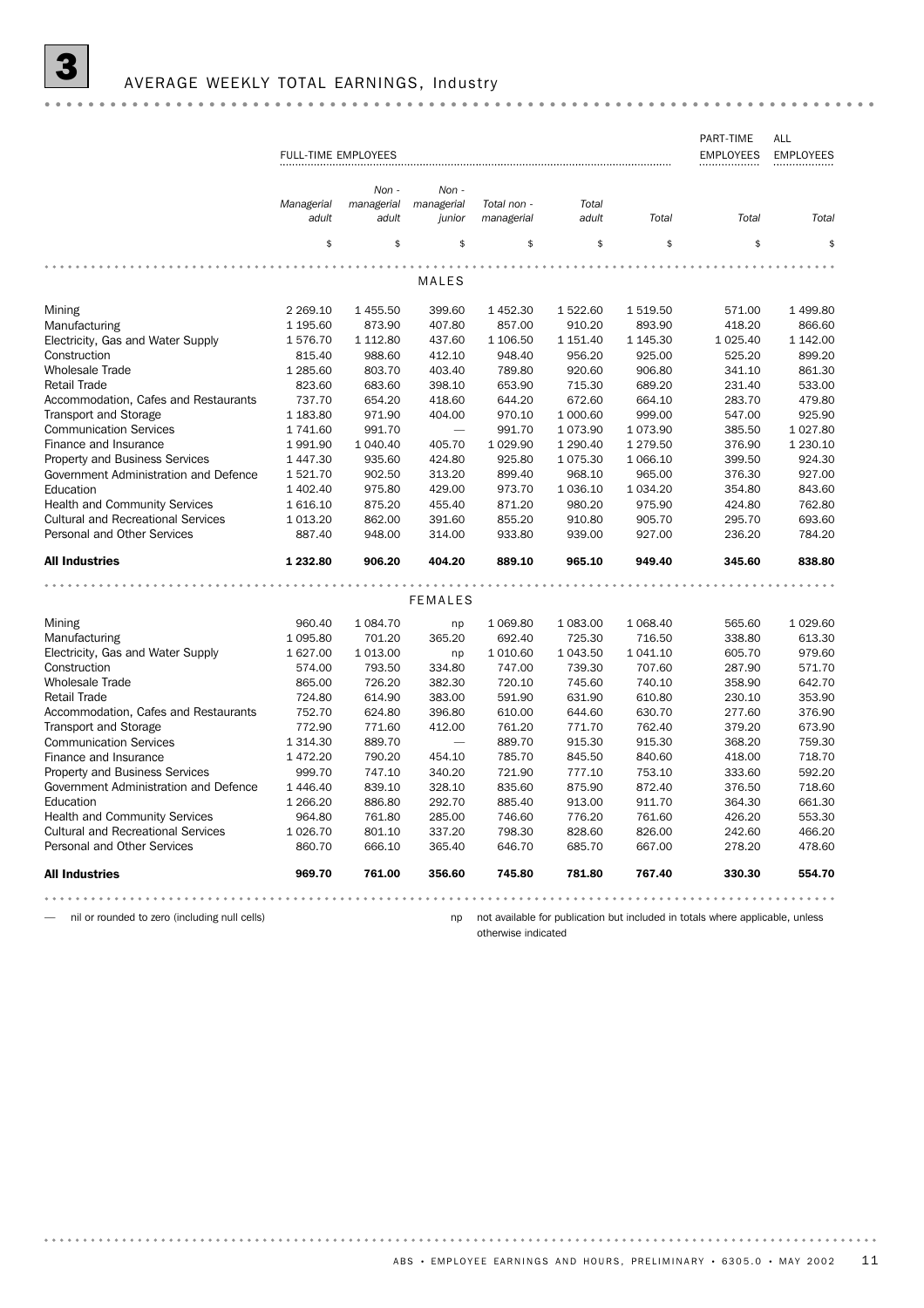# 3 AVERAGE WEEKLY TOTAL EARNINGS, Industry

| | FULL-TIME EMPLOYEES | | | | | | PART-TIME EMPLOYEES | ALL EMPLOYEES |
|---|---|---|---|---|---|---|---|---|
| | *Managerial adult* | *Non - managerial adult* | *Non - managerial junior* | *Total non - managerial* | *Total adult* | *Total* | *Total* | *Total* |
| | $ | $ | $ | $ | $ | $ | $ | $ |
| | | | | MALES | | | | |
| Mining | 2 269.10 | 1 455.50 | 399.60 | 1 452.30 | 1 522.60 | 1 519.50 | 571.00 | 1 499.80 |
| Manufacturing | 1 195.60 | 873.90 | 407.80 | 857.00 | 910.20 | 893.90 | 418.20 | 866.60 |
| Electricity, Gas and Water Supply | 1 576.70 | 1 112.80 | 437.60 | 1 106.50 | 1 151.40 | 1 145.30 | 1 025.40 | 1 142.00 |
| Construction | 815.40 | 988.60 | 412.10 | 948.40 | 956.20 | 925.00 | 525.20 | 899.20 |
| Wholesale Trade | 1 285.60 | 803.70 | 403.40 | 789.80 | 920.60 | 906.80 | 341.10 | 861.30 |
| Retail Trade | 823.60 | 683.60 | 398.10 | 653.90 | 715.30 | 689.20 | 231.40 | 533.00 |
| Accommodation, Cafes and Restaurants | 737.70 | 654.20 | 418.60 | 644.20 | 672.60 | 664.10 | 283.70 | 479.80 |
| Transport and Storage | 1 183.80 | 971.90 | 404.00 | 970.10 | 1 000.60 | 999.00 | 547.00 | 925.90 |
| Communication Services | 1 741.60 | 991.70 | — | 991.70 | 1 073.90 | 1 073.90 | 385.50 | 1 027.80 |
| Finance and Insurance | 1 991.90 | 1 040.40 | 405.70 | 1 029.90 | 1 290.40 | 1 279.50 | 376.90 | 1 230.10 |
| Property and Business Services | 1 447.30 | 935.60 | 424.80 | 925.80 | 1 075.30 | 1 066.10 | 399.50 | 924.30 |
| Government Administration and Defence | 1 521.70 | 902.50 | 313.20 | 899.40 | 968.10 | 965.00 | 376.30 | 927.00 |
| Education | 1 402.40 | 975.80 | 429.00 | 973.70 | 1 036.10 | 1 034.20 | 354.80 | 843.60 |
| Health and Community Services | 1 616.10 | 875.20 | 455.40 | 871.20 | 980.20 | 975.90 | 424.80 | 762.80 |
| Cultural and Recreational Services | 1 013.20 | 862.00 | 391.60 | 855.20 | 910.80 | 905.70 | 295.70 | 693.60 |
| Personal and Other Services | 887.40 | 948.00 | 314.00 | 933.80 | 939.00 | 927.00 | 236.20 | 784.20 |
| **All Industries** | **1 232.80** | **906.20** | **404.20** | **889.10** | **965.10** | **949.40** | **345.60** | **838.80** |
| | | | | FEMALES | | | | |
| Mining | 960.40 | 1 084.70 | np | 1 069.80 | 1 083.00 | 1 068.40 | 565.60 | 1 029.60 |
| Manufacturing | 1 095.80 | 701.20 | 365.20 | 692.40 | 725.30 | 716.50 | 338.80 | 613.30 |
| Electricity, Gas and Water Supply | 1 627.00 | 1 013.00 | np | 1 010.60 | 1 043.50 | 1 041.10 | 605.70 | 979.60 |
| Construction | 574.00 | 793.50 | 334.80 | 747.00 | 739.30 | 707.60 | 287.90 | 571.70 |
| Wholesale Trade | 865.00 | 726.20 | 382.30 | 720.10 | 745.60 | 740.10 | 358.90 | 642.70 |
| Retail Trade | 724.80 | 614.90 | 383.00 | 591.90 | 631.90 | 610.80 | 230.10 | 353.90 |
| Accommodation, Cafes and Restaurants | 752.70 | 624.80 | 396.80 | 610.00 | 644.60 | 630.70 | 277.60 | 376.90 |
| Transport and Storage | 772.90 | 771.60 | 412.00 | 761.20 | 771.70 | 762.40 | 379.20 | 673.90 |
| Communication Services | 1 314.30 | 889.70 | — | 889.70 | 915.30 | 915.30 | 368.20 | 759.30 |
| Finance and Insurance | 1 472.20 | 790.20 | 454.10 | 785.70 | 845.50 | 840.60 | 418.00 | 718.70 |
| Property and Business Services | 999.70 | 747.10 | 340.20 | 721.90 | 777.10 | 753.10 | 333.60 | 592.20 |
| Government Administration and Defence | 1 446.40 | 839.10 | 328.10 | 835.60 | 875.90 | 872.40 | 376.50 | 718.60 |
| Education | 1 266.20 | 886.80 | 292.70 | 885.40 | 913.00 | 911.70 | 364.30 | 661.30 |
| Health and Community Services | 964.80 | 761.80 | 285.00 | 746.60 | 776.20 | 761.60 | 426.20 | 553.30 |
| Cultural and Recreational Services | 1 026.70 | 801.10 | 337.20 | 798.30 | 828.60 | 826.00 | 242.60 | 466.20 |
| Personal and Other Services | 860.70 | 666.10 | 365.40 | 646.70 | 685.70 | 667.00 | 278.20 | 478.60 |
| **All Industries** | **969.70** | **761.00** | **356.60** | **745.80** | **781.80** | **767.40** | **330.30** | **554.70** |

— nil or rounded to zero (including null cells)

np not available for publication but included in totals where applicable, unless otherwise indicated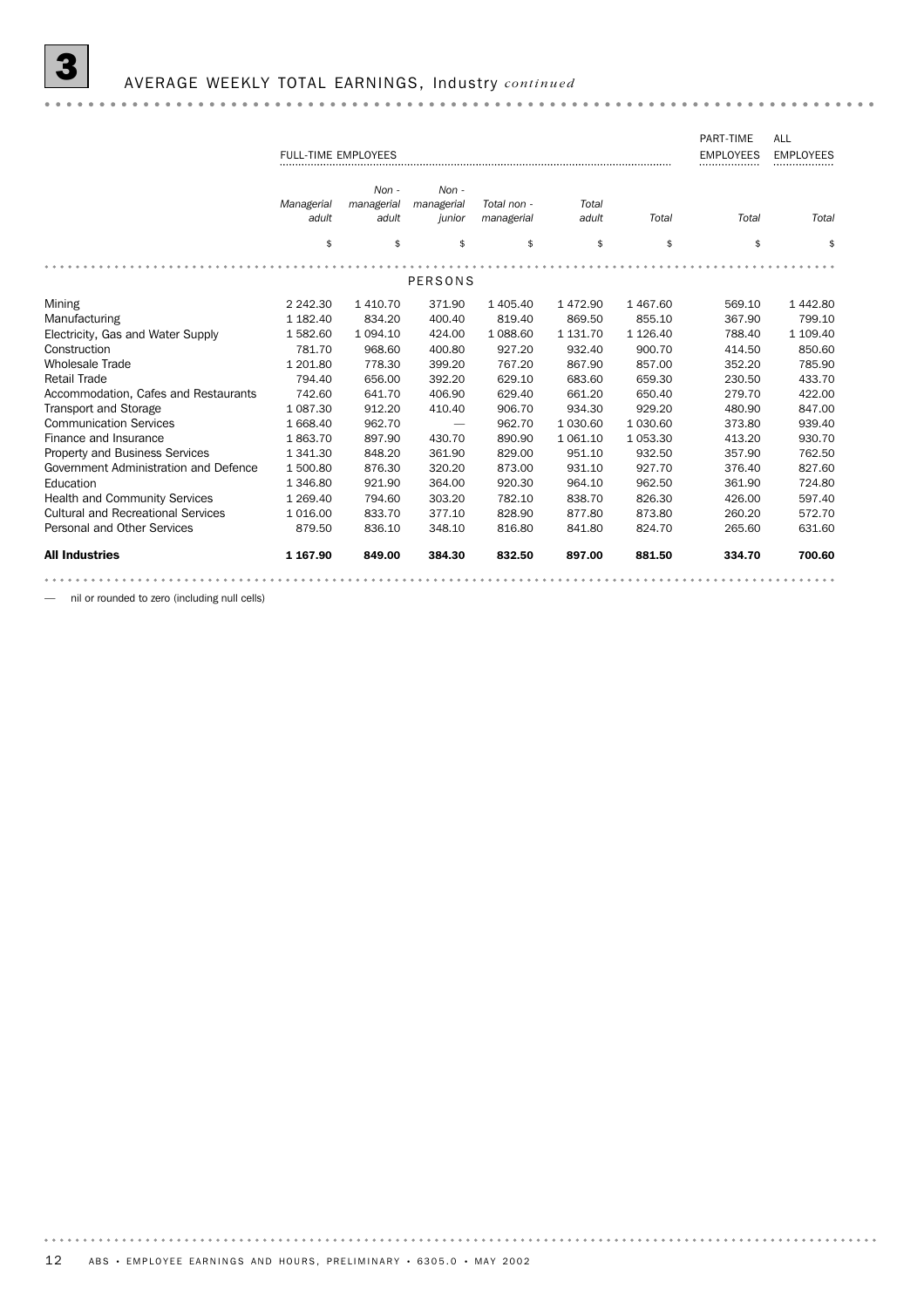## 3 AVERAGE WEEKLY TOTAL EARNINGS, Industry *continued*

| | FULL-TIME EMPLOYEES | | | | | | PART-TIME EMPLOYEES | ALL EMPLOYEES |
|---|---|---|---|---|---|---|---|---|
| | *Managerial adult* | *Non - managerial adult* | *Non - managerial junior* | *Total non - managerial* | *Total adult* | *Total* | *Total* | *Total* |
| | $ | $ | $ | $ | $ | $ | $ | $ |
| **PERSONS** | | | | | | | | |
| Mining | 2 242.30 | 1 410.70 | 371.90 | 1 405.40 | 1 472.90 | 1 467.60 | 569.10 | 1 442.80 |
| Manufacturing | 1 182.40 | 834.20 | 400.40 | 819.40 | 869.50 | 855.10 | 367.90 | 799.10 |
| Electricity, Gas and Water Supply | 1 582.60 | 1 094.10 | 424.00 | 1 088.60 | 1 131.70 | 1 126.40 | 788.40 | 1 109.40 |
| Construction | 781.70 | 968.60 | 400.80 | 927.20 | 932.40 | 900.70 | 414.50 | 850.60 |
| Wholesale Trade | 1 201.80 | 778.30 | 399.20 | 767.20 | 867.90 | 857.00 | 352.20 | 785.90 |
| Retail Trade | 794.40 | 656.00 | 392.20 | 629.10 | 683.60 | 659.30 | 230.50 | 433.70 |
| Accommodation, Cafes and Restaurants | 742.60 | 641.70 | 406.90 | 629.40 | 661.20 | 650.40 | 279.70 | 422.00 |
| Transport and Storage | 1 087.30 | 912.20 | 410.40 | 906.70 | 934.30 | 929.20 | 480.90 | 847.00 |
| Communication Services | 1 668.40 | 962.70 | — | 962.70 | 1 030.60 | 1 030.60 | 373.80 | 939.40 |
| Finance and Insurance | 1 863.70 | 897.90 | 430.70 | 890.90 | 1 061.10 | 1 053.30 | 413.20 | 930.70 |
| Property and Business Services | 1 341.30 | 848.20 | 361.90 | 829.00 | 951.10 | 932.50 | 357.90 | 762.50 |
| Government Administration and Defence | 1 500.80 | 876.30 | 320.20 | 873.00 | 931.10 | 927.70 | 376.40 | 827.60 |
| Education | 1 346.80 | 921.90 | 364.00 | 920.30 | 964.10 | 962.50 | 361.90 | 724.80 |
| Health and Community Services | 1 269.40 | 794.60 | 303.20 | 782.10 | 838.70 | 826.30 | 426.00 | 597.40 |
| Cultural and Recreational Services | 1 016.00 | 833.70 | 377.10 | 828.90 | 877.80 | 873.80 | 260.20 | 572.70 |
| Personal and Other Services | 879.50 | 836.10 | 348.10 | 816.80 | 841.80 | 824.70 | 265.60 | 631.60 |
| **All Industries** | **1 167.90** | **849.00** | **384.30** | **832.50** | **897.00** | **881.50** | **334.70** | **700.60** |

— nil or rounded to zero (including null cells)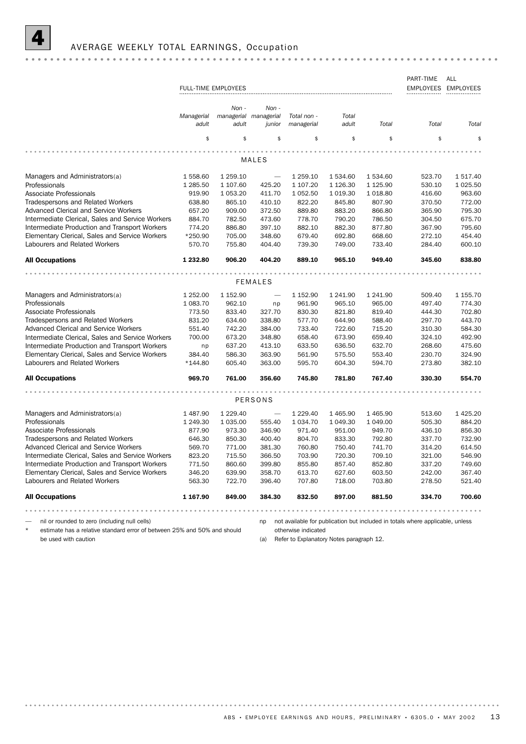# 4 AVERAGE WEEKLY TOTAL EARNINGS, Occupation

| | FULL-TIME EMPLOYEES | | | | | | PART-TIME EMPLOYEES | ALL EMPLOYEES |
|---|---|---|---|---|---|---|---|---|
| | *Managerial adult* | *Non - managerial adult* | *Non - managerial junior* | *Total non - managerial* | *Total adult* | *Total* | *Total* | *Total* |
| | $ | $ | $ | $ | $ | $ | $ | $ |
| **MALES** | | | | | | | | |
| Managers and Administrators(a) | 1 558.60 | 1 259.10 | — | 1 259.10 | 1 534.60 | 1 534.60 | 523.70 | 1 517.40 |
| Professionals | 1 285.50 | 1 107.60 | 425.20 | 1 107.20 | 1 126.30 | 1 125.90 | 530.10 | 1 025.50 |
| Associate Professionals | 919.90 | 1 053.20 | 411.70 | 1 052.50 | 1 019.30 | 1 018.80 | 416.60 | 963.60 |
| Tradespersons and Related Workers | 638.80 | 865.10 | 410.10 | 822.20 | 845.80 | 807.90 | 370.50 | 772.00 |
| Advanced Clerical and Service Workers | 657.20 | 909.00 | 372.50 | 889.80 | 883.20 | 866.80 | 365.90 | 795.30 |
| Intermediate Clerical, Sales and Service Workers | 884.70 | 782.50 | 473.60 | 778.70 | 790.20 | 786.50 | 304.50 | 675.70 |
| Intermediate Production and Transport Workers | 774.20 | 886.80 | 397.10 | 882.10 | 882.30 | 877.80 | 367.90 | 795.60 |
| Elementary Clerical, Sales and Service Workers | *250.90 | 705.00 | 348.60 | 679.40 | 692.80 | 668.60 | 272.10 | 454.40 |
| Labourers and Related Workers | 570.70 | 755.80 | 404.40 | 739.30 | 749.00 | 733.40 | 284.40 | 600.10 |
| **All Occupations** | **1 232.80** | **906.20** | **404.20** | **889.10** | **965.10** | **949.40** | **345.60** | **838.80** |
| **FEMALES** | | | | | | | | |
| Managers and Administrators(a) | 1 252.00 | 1 152.90 | — | 1 152.90 | 1 241.90 | 1 241.90 | 509.40 | 1 155.70 |
| Professionals | 1 083.70 | 962.10 | np | 961.90 | 965.10 | 965.00 | 497.40 | 774.30 |
| Associate Professionals | 773.50 | 833.40 | 327.70 | 830.30 | 821.80 | 819.40 | 444.30 | 702.80 |
| Tradespersons and Related Workers | 831.20 | 634.60 | 338.80 | 577.70 | 644.90 | 588.40 | 297.70 | 443.70 |
| Advanced Clerical and Service Workers | 551.40 | 742.20 | 384.00 | 733.40 | 722.60 | 715.20 | 310.30 | 584.30 |
| Intermediate Clerical, Sales and Service Workers | 700.00 | 673.20 | 348.80 | 658.40 | 673.90 | 659.40 | 324.10 | 492.90 |
| Intermediate Production and Transport Workers | np | 637.20 | 413.10 | 633.50 | 636.50 | 632.70 | 268.60 | 475.60 |
| Elementary Clerical, Sales and Service Workers | 384.40 | 586.30 | 363.90 | 561.90 | 575.50 | 553.40 | 230.70 | 324.90 |
| Labourers and Related Workers | *144.80 | 605.40 | 363.00 | 595.70 | 604.30 | 594.70 | 273.80 | 382.10 |
| **All Occupations** | **969.70** | **761.00** | **356.60** | **745.80** | **781.80** | **767.40** | **330.30** | **554.70** |
| **PERSONS** | | | | | | | | |
| Managers and Administrators(a) | 1 487.90 | 1 229.40 | — | 1 229.40 | 1 465.90 | 1 465.90 | 513.60 | 1 425.20 |
| Professionals | 1 249.30 | 1 035.00 | 555.40 | 1 034.70 | 1 049.30 | 1 049.00 | 505.30 | 884.20 |
| Associate Professionals | 877.90 | 973.30 | 346.90 | 971.40 | 951.00 | 949.70 | 436.10 | 856.30 |
| Tradespersons and Related Workers | 646.30 | 850.30 | 400.40 | 804.70 | 833.30 | 792.80 | 337.70 | 732.90 |
| Advanced Clerical and Service Workers | 569.70 | 771.00 | 381.30 | 760.80 | 750.40 | 741.70 | 314.20 | 614.50 |
| Intermediate Clerical, Sales and Service Workers | 823.20 | 715.50 | 366.50 | 703.90 | 720.30 | 709.10 | 321.00 | 546.90 |
| Intermediate Production and Transport Workers | 771.50 | 860.60 | 399.80 | 855.80 | 857.40 | 852.80 | 337.20 | 749.60 |
| Elementary Clerical, Sales and Service Workers | 346.20 | 639.90 | 358.70 | 613.70 | 627.60 | 603.50 | 242.00 | 367.40 |
| Labourers and Related Workers | 563.30 | 722.70 | 396.40 | 707.80 | 718.00 | 703.80 | 278.50 | 521.40 |
| **All Occupations** | **1 167.90** | **849.00** | **384.30** | **832.50** | **897.00** | **881.50** | **334.70** | **700.60** |

— nil or rounded to zero (including null cells)

\* estimate has a relative standard error of between 25% and 50% and should be used with caution

np not available for publication but included in totals where applicable, unless otherwise indicated

(a) Refer to Explanatory Notes paragraph 12.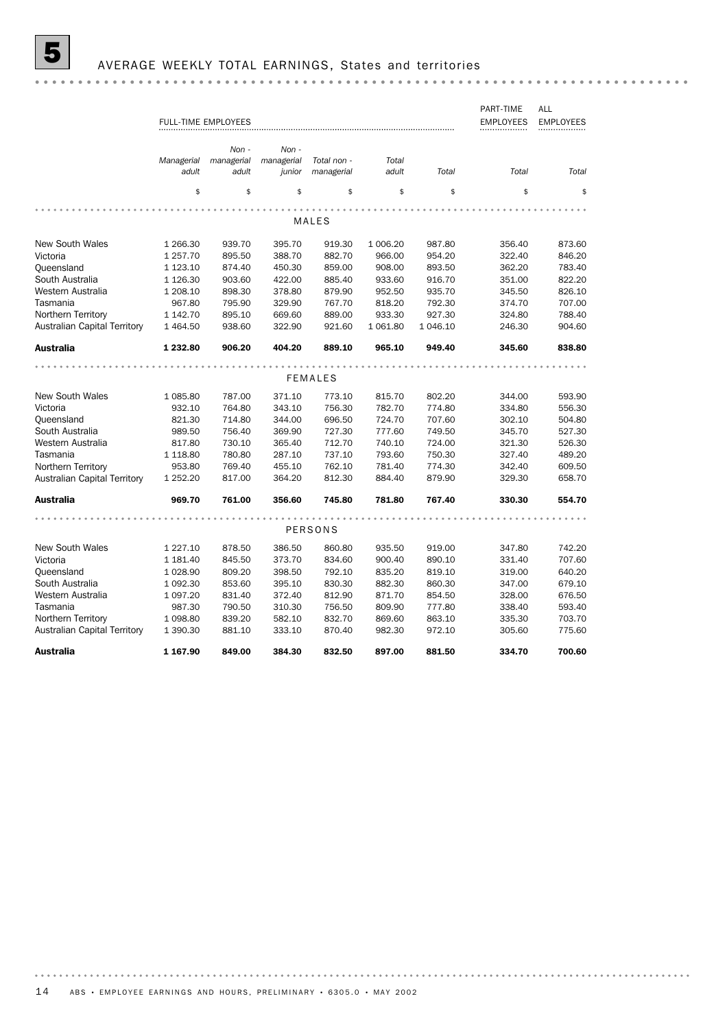# 5 AVERAGE WEEKLY TOTAL EARNINGS, States and territories

| | FULL-TIME EMPLOYEES | | | | | | PART-TIME EMPLOYEES | ALL EMPLOYEES |
|---|---|---|---|---|---|---|---|---|
| | *Managerial adult* | *Non - managerial adult* | *Non - managerial junior* | *Total non - managerial* | *Total adult* | *Total* | *Total* | *Total* |
| | $ | $ | $ | $ | $ | $ | $ | $ |
| **MALES** | | | | | | | | |
| New South Wales | 1 266.30 | 939.70 | 395.70 | 919.30 | 1 006.20 | 987.80 | 356.40 | 873.60 |
| Victoria | 1 257.70 | 895.50 | 388.70 | 882.70 | 966.00 | 954.20 | 322.40 | 846.20 |
| Queensland | 1 123.10 | 874.40 | 450.30 | 859.00 | 908.00 | 893.50 | 362.20 | 783.40 |
| South Australia | 1 126.30 | 903.60 | 422.00 | 885.40 | 933.60 | 916.70 | 351.00 | 822.20 |
| Western Australia | 1 208.10 | 898.30 | 378.80 | 879.90 | 952.50 | 935.70 | 345.50 | 826.10 |
| Tasmania | 967.80 | 795.90 | 329.90 | 767.70 | 818.20 | 792.30 | 374.70 | 707.00 |
| Northern Territory | 1 142.70 | 895.10 | 669.60 | 889.00 | 933.30 | 927.30 | 324.80 | 788.40 |
| Australian Capital Territory | 1 464.50 | 938.60 | 322.90 | 921.60 | 1 061.80 | 1 046.10 | 246.30 | 904.60 |
| **Australia** | **1 232.80** | **906.20** | **404.20** | **889.10** | **965.10** | **949.40** | **345.60** | **838.80** |
| **FEMALES** | | | | | | | | |
| New South Wales | 1 085.80 | 787.00 | 371.10 | 773.10 | 815.70 | 802.20 | 344.00 | 593.90 |
| Victoria | 932.10 | 764.80 | 343.10 | 756.30 | 782.70 | 774.80 | 334.80 | 556.30 |
| Queensland | 821.30 | 714.80 | 344.00 | 696.50 | 724.70 | 707.60 | 302.10 | 504.80 |
| South Australia | 989.50 | 756.40 | 369.90 | 727.30 | 777.60 | 749.50 | 345.70 | 527.30 |
| Western Australia | 817.80 | 730.10 | 365.40 | 712.70 | 740.10 | 724.00 | 321.30 | 526.30 |
| Tasmania | 1 118.80 | 780.80 | 287.10 | 737.10 | 793.60 | 750.30 | 327.40 | 489.20 |
| Northern Territory | 953.80 | 769.40 | 455.10 | 762.10 | 781.40 | 774.30 | 342.40 | 609.50 |
| Australian Capital Territory | 1 252.20 | 817.00 | 364.20 | 812.30 | 884.40 | 879.90 | 329.30 | 658.70 |
| **Australia** | **969.70** | **761.00** | **356.60** | **745.80** | **781.80** | **767.40** | **330.30** | **554.70** |
| **PERSONS** | | | | | | | | |
| New South Wales | 1 227.10 | 878.50 | 386.50 | 860.80 | 935.50 | 919.00 | 347.80 | 742.20 |
| Victoria | 1 181.40 | 845.50 | 373.70 | 834.60 | 900.40 | 890.10 | 331.40 | 707.60 |
| Queensland | 1 028.90 | 809.20 | 398.50 | 792.10 | 835.20 | 819.10 | 319.00 | 640.20 |
| South Australia | 1 092.30 | 853.60 | 395.10 | 830.30 | 882.30 | 860.30 | 347.00 | 679.10 |
| Western Australia | 1 097.20 | 831.40 | 372.40 | 812.90 | 871.70 | 854.50 | 328.00 | 676.50 |
| Tasmania | 987.30 | 790.50 | 310.30 | 756.50 | 809.90 | 777.80 | 338.40 | 593.40 |
| Northern Territory | 1 098.80 | 839.20 | 582.10 | 832.70 | 869.60 | 863.10 | 335.30 | 703.70 |
| Australian Capital Territory | 1 390.30 | 881.10 | 333.10 | 870.40 | 982.30 | 972.10 | 305.60 | 775.60 |
| **Australia** | **1 167.90** | **849.00** | **384.30** | **832.50** | **897.00** | **881.50** | **334.70** | **700.60** |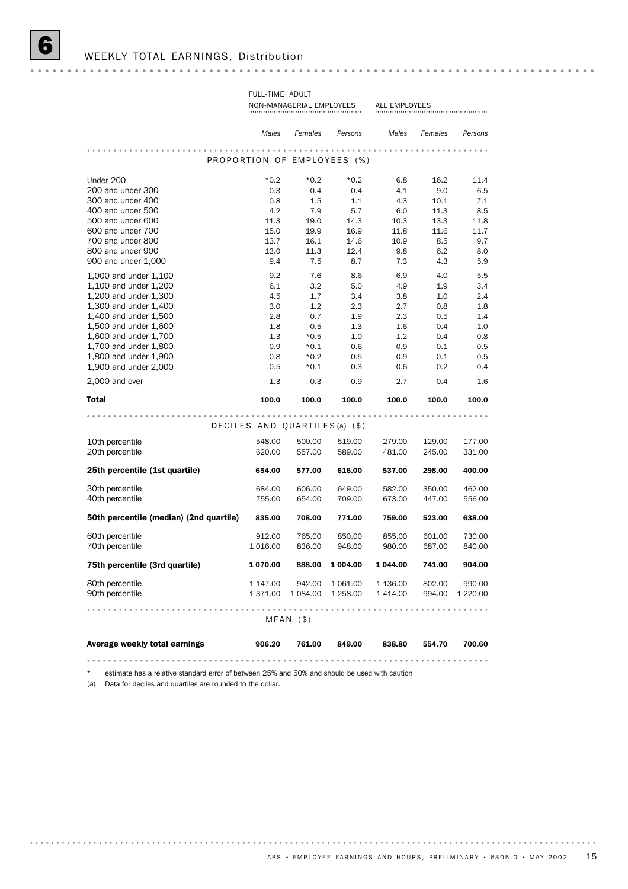# 6 WEEKLY TOTAL EARNINGS, Distribution

| | FULL-TIME ADULT NON-MANAGERIAL EMPLOYEES | | | ALL EMPLOYEES | | |
|---|---|---|---|---|---|---|
| | *Males* | *Females* | *Persons* | *Males* | *Females* | *Persons* |
| **PROPORTION OF EMPLOYEES (%)** | | | | | | |
| Under 200 | *0.2 | *0.2 | *0.2 | 6.8 | 16.2 | 11.4 |
| 200 and under 300 | 0.3 | 0.4 | 0.4 | 4.1 | 9.0 | 6.5 |
| 300 and under 400 | 0.8 | 1.5 | 1.1 | 4.3 | 10.1 | 7.1 |
| 400 and under 500 | 4.2 | 7.9 | 5.7 | 6.0 | 11.3 | 8.5 |
| 500 and under 600 | 11.3 | 19.0 | 14.3 | 10.3 | 13.3 | 11.8 |
| 600 and under 700 | 15.0 | 19.9 | 16.9 | 11.8 | 11.6 | 11.7 |
| 700 and under 800 | 13.7 | 16.1 | 14.6 | 10.9 | 8.5 | 9.7 |
| 800 and under 900 | 13.0 | 11.3 | 12.4 | 9.8 | 6.2 | 8.0 |
| 900 and under 1,000 | 9.4 | 7.5 | 8.7 | 7.3 | 4.3 | 5.9 |
| 1,000 and under 1,100 | 9.2 | 7.6 | 8.6 | 6.9 | 4.0 | 5.5 |
| 1,100 and under 1,200 | 6.1 | 3.2 | 5.0 | 4.9 | 1.9 | 3.4 |
| 1,200 and under 1,300 | 4.5 | 1.7 | 3.4 | 3.8 | 1.0 | 2.4 |
| 1,300 and under 1,400 | 3.0 | 1.2 | 2.3 | 2.7 | 0.8 | 1.8 |
| 1,400 and under 1,500 | 2.8 | 0.7 | 1.9 | 2.3 | 0.5 | 1.4 |
| 1,500 and under 1,600 | 1.8 | 0.5 | 1.3 | 1.6 | 0.4 | 1.0 |
| 1,600 and under 1,700 | 1.3 | *0.5 | 1.0 | 1.2 | 0.4 | 0.8 |
| 1,700 and under 1,800 | 0.9 | *0.1 | 0.6 | 0.9 | 0.1 | 0.5 |
| 1,800 and under 1,900 | 0.8 | *0.2 | 0.5 | 0.9 | 0.1 | 0.5 |
| 1,900 and under 2,000 | 0.5 | *0.1 | 0.3 | 0.6 | 0.2 | 0.4 |
| 2,000 and over | 1.3 | 0.3 | 0.9 | 2.7 | 0.4 | 1.6 |
| **Total** | **100.0** | **100.0** | **100.0** | **100.0** | **100.0** | **100.0** |
| **DECILES AND QUARTILES(a) ($)** | | | | | | |
| 10th percentile | 548.00 | 500.00 | 519.00 | 279.00 | 129.00 | 177.00 |
| 20th percentile | 620.00 | 557.00 | 589.00 | 481.00 | 245.00 | 331.00 |
| **25th percentile (1st quartile)** | **654.00** | **577.00** | **616.00** | **537.00** | **298.00** | **400.00** |
| 30th percentile | 684.00 | 606.00 | 649.00 | 582.00 | 350.00 | 462.00 |
| 40th percentile | 755.00 | 654.00 | 709.00 | 673.00 | 447.00 | 556.00 |
| **50th percentile (median) (2nd quartile)** | **835.00** | **708.00** | **771.00** | **759.00** | **523.00** | **638.00** |
| 60th percentile | 912.00 | 765.00 | 850.00 | 855.00 | 601.00 | 730.00 |
| 70th percentile | 1 016.00 | 836.00 | 948.00 | 980.00 | 687.00 | 840.00 |
| **75th percentile (3rd quartile)** | **1 070.00** | **888.00** | **1 004.00** | **1 044.00** | **741.00** | **904.00** |
| 80th percentile | 1 147.00 | 942.00 | 1 061.00 | 1 136.00 | 802.00 | 990.00 |
| 90th percentile | 1 371.00 | 1 084.00 | 1 258.00 | 1 414.00 | 994.00 | 1 220.00 |
| **MEAN ($)** | | | | | | |
| **Average weekly total earnings** | **906.20** | **761.00** | **849.00** | **838.80** | **554.70** | **700.60** |

\* estimate has a relative standard error of between 25% and 50% and should be used with caution

(a) Data for deciles and quartiles are rounded to the dollar.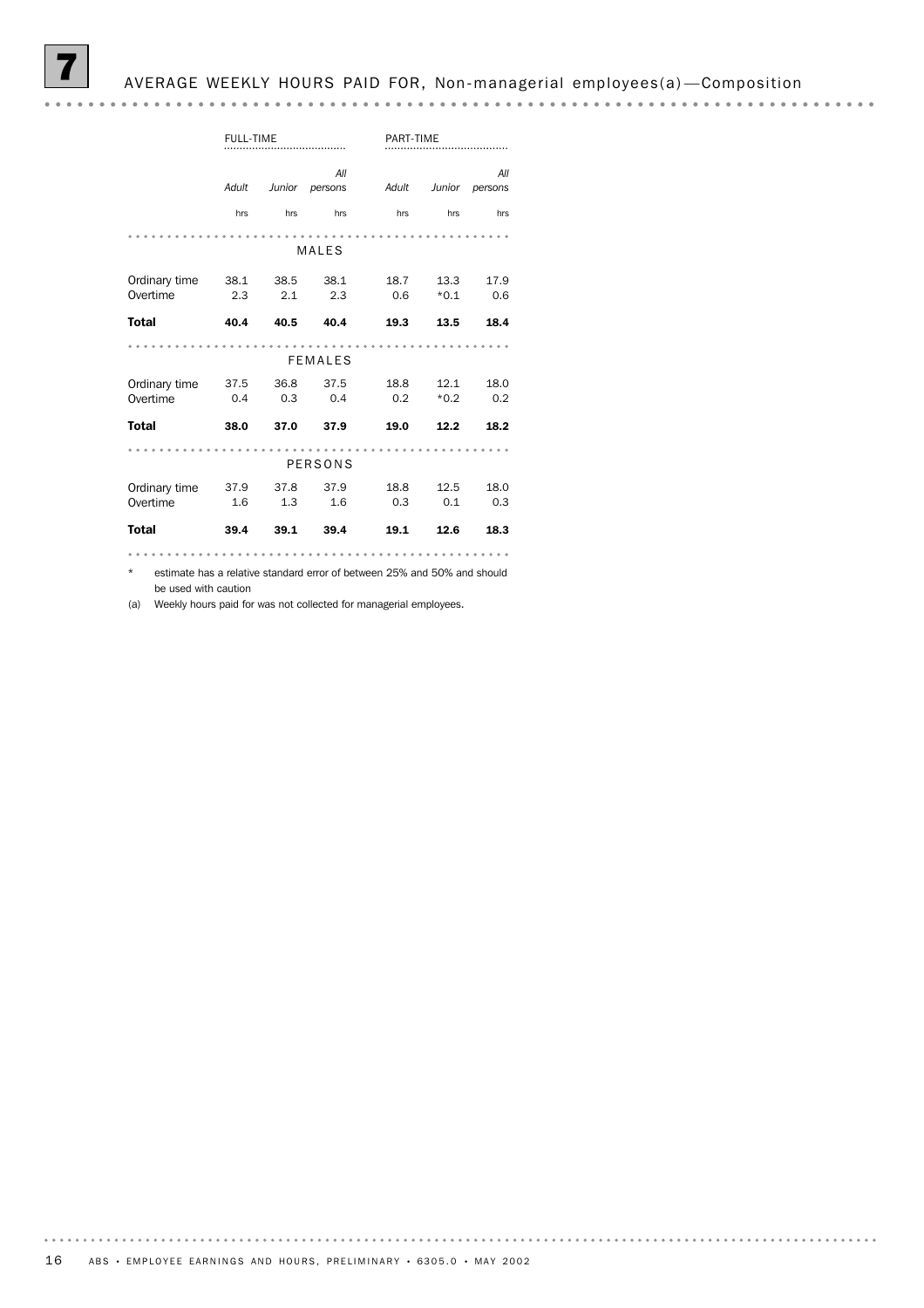# 7 AVERAGE WEEKLY HOURS PAID FOR, Non-managerial employees(a)—Composition

| | FULL-TIME | | | PART-TIME | | |
|---|---|---|---|---|---|---|
| | *Adult* | *Junior* | *All persons* | *Adult* | *Junior* | *All persons* |
| | hrs | hrs | hrs | hrs | hrs | hrs |
| **MALES** | | | | | | |
| Ordinary time | 38.1 | 38.5 | 38.1 | 18.7 | 13.3 | 17.9 |
| Overtime | 2.3 | 2.1 | 2.3 | 0.6 | *0.1 | 0.6 |
| **Total** | **40.4** | **40.5** | **40.4** | **19.3** | **13.5** | **18.4** |
| **FEMALES** | | | | | | |
| Ordinary time | 37.5 | 36.8 | 37.5 | 18.8 | 12.1 | 18.0 |
| Overtime | 0.4 | 0.3 | 0.4 | 0.2 | *0.2 | 0.2 |
| **Total** | **38.0** | **37.0** | **37.9** | **19.0** | **12.2** | **18.2** |
| **PERSONS** | | | | | | |
| Ordinary time | 37.9 | 37.8 | 37.9 | 18.8 | 12.5 | 18.0 |
| Overtime | 1.6 | 1.3 | 1.6 | 0.3 | 0.1 | 0.3 |
| **Total** | **39.4** | **39.1** | **39.4** | **19.1** | **12.6** | **18.3** |

\* estimate has a relative standard error of between 25% and 50% and should be used with caution

(a) Weekly hours paid for was not collected for managerial employees.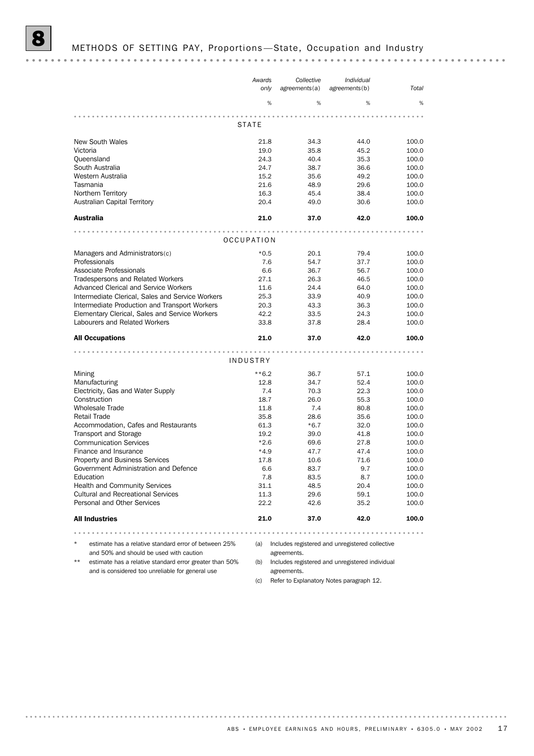# 8 METHODS OF SETTING PAY, Proportions—State, Occupation and Industry

| | Awards only | Collective agreements(a) | Individual agreements(b) | Total |
|---|---|---|---|---|
| | % | % | % | % |
| **STATE** | | | | |
| New South Wales | 21.8 | 34.3 | 44.0 | 100.0 |
| Victoria | 19.0 | 35.8 | 45.2 | 100.0 |
| Queensland | 24.3 | 40.4 | 35.3 | 100.0 |
| South Australia | 24.7 | 38.7 | 36.6 | 100.0 |
| Western Australia | 15.2 | 35.6 | 49.2 | 100.0 |
| Tasmania | 21.6 | 48.9 | 29.6 | 100.0 |
| Northern Territory | 16.3 | 45.4 | 38.4 | 100.0 |
| Australian Capital Territory | 20.4 | 49.0 | 30.6 | 100.0 |
| **Australia** | **21.0** | **37.0** | **42.0** | **100.0** |
| **OCCUPATION** | | | | |
| Managers and Administrators(c) | *0.5 | 20.1 | 79.4 | 100.0 |
| Professionals | 7.6 | 54.7 | 37.7 | 100.0 |
| Associate Professionals | 6.6 | 36.7 | 56.7 | 100.0 |
| Tradespersons and Related Workers | 27.1 | 26.3 | 46.5 | 100.0 |
| Advanced Clerical and Service Workers | 11.6 | 24.4 | 64.0 | 100.0 |
| Intermediate Clerical, Sales and Service Workers | 25.3 | 33.9 | 40.9 | 100.0 |
| Intermediate Production and Transport Workers | 20.3 | 43.3 | 36.3 | 100.0 |
| Elementary Clerical, Sales and Service Workers | 42.2 | 33.5 | 24.3 | 100.0 |
| Labourers and Related Workers | 33.8 | 37.8 | 28.4 | 100.0 |
| **All Occupations** | **21.0** | **37.0** | **42.0** | **100.0** |
| **INDUSTRY** | | | | |
| Mining | **6.2 | 36.7 | 57.1 | 100.0 |
| Manufacturing | 12.8 | 34.7 | 52.4 | 100.0 |
| Electricity, Gas and Water Supply | 7.4 | 70.3 | 22.3 | 100.0 |
| Construction | 18.7 | 26.0 | 55.3 | 100.0 |
| Wholesale Trade | 11.8 | 7.4 | 80.8 | 100.0 |
| Retail Trade | 35.8 | 28.6 | 35.6 | 100.0 |
| Accommodation, Cafes and Restaurants | 61.3 | *6.7 | 32.0 | 100.0 |
| Transport and Storage | 19.2 | 39.0 | 41.8 | 100.0 |
| Communication Services | *2.6 | 69.6 | 27.8 | 100.0 |
| Finance and Insurance | *4.9 | 47.7 | 47.4 | 100.0 |
| Property and Business Services | 17.8 | 10.6 | 71.6 | 100.0 |
| Government Administration and Defence | 6.6 | 83.7 | 9.7 | 100.0 |
| Education | 7.8 | 83.5 | 8.7 | 100.0 |
| Health and Community Services | 31.1 | 48.5 | 20.4 | 100.0 |
| Cultural and Recreational Services | 11.3 | 29.6 | 59.1 | 100.0 |
| Personal and Other Services | 22.2 | 42.6 | 35.2 | 100.0 |
| **All Industries** | **21.0** | **37.0** | **42.0** | **100.0** |

\* estimate has a relative standard error of between 25% and 50% and should be used with caution

\*\* estimate has a relative standard error greater than 50% and is considered too unreliable for general use

(a) Includes registered and unregistered collective agreements.

(b) Includes registered and unregistered individual agreements.

(c) Refer to Explanatory Notes paragraph 12.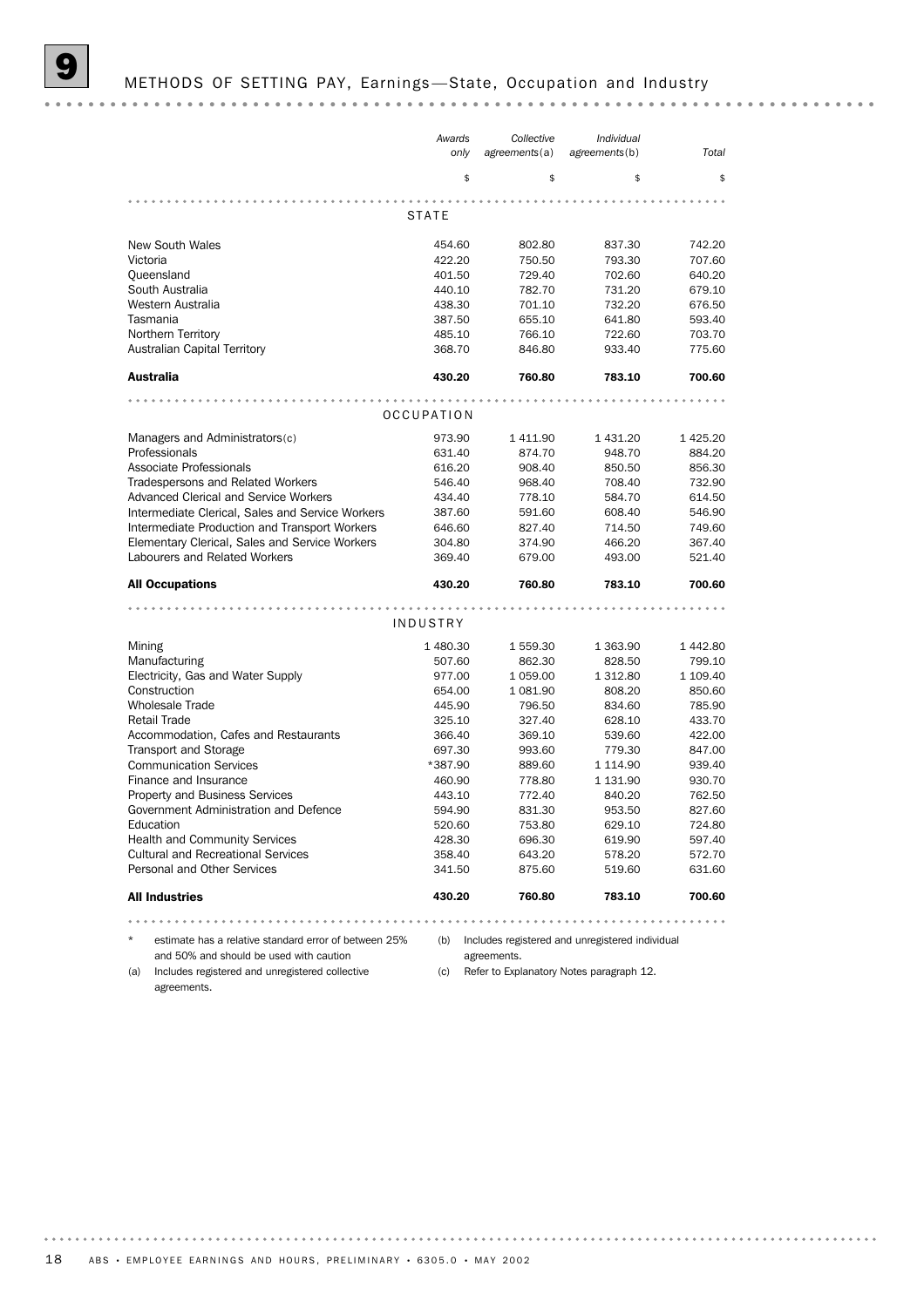## 9 METHODS OF SETTING PAY, Earnings—State, Occupation and Industry

| | *Awards only* | *Collective agreements*(a) | *Individual agreements*(b) | *Total* |
|---|---|---|---|---|
| | $ | $ | $ | $ |
| **STATE** | | | | |
| New South Wales | 454.60 | 802.80 | 837.30 | 742.20 |
| Victoria | 422.20 | 750.50 | 793.30 | 707.60 |
| Queensland | 401.50 | 729.40 | 702.60 | 640.20 |
| South Australia | 440.10 | 782.70 | 731.20 | 679.10 |
| Western Australia | 438.30 | 701.10 | 732.20 | 676.50 |
| Tasmania | 387.50 | 655.10 | 641.80 | 593.40 |
| Northern Territory | 485.10 | 766.10 | 722.60 | 703.70 |
| Australian Capital Territory | 368.70 | 846.80 | 933.40 | 775.60 |
| **Australia** | **430.20** | **760.80** | **783.10** | **700.60** |
| **OCCUPATION** | | | | |
| Managers and Administrators(c) | 973.90 | 1 411.90 | 1 431.20 | 1 425.20 |
| Professionals | 631.40 | 874.70 | 948.70 | 884.20 |
| Associate Professionals | 616.20 | 908.40 | 850.50 | 856.30 |
| Tradespersons and Related Workers | 546.40 | 968.40 | 708.40 | 732.90 |
| Advanced Clerical and Service Workers | 434.40 | 778.10 | 584.70 | 614.50 |
| Intermediate Clerical, Sales and Service Workers | 387.60 | 591.60 | 608.40 | 546.90 |
| Intermediate Production and Transport Workers | 646.60 | 827.40 | 714.50 | 749.60 |
| Elementary Clerical, Sales and Service Workers | 304.80 | 374.90 | 466.20 | 367.40 |
| Labourers and Related Workers | 369.40 | 679.00 | 493.00 | 521.40 |
| **All Occupations** | **430.20** | **760.80** | **783.10** | **700.60** |
| **INDUSTRY** | | | | |
| Mining | 1 480.30 | 1 559.30 | 1 363.90 | 1 442.80 |
| Manufacturing | 507.60 | 862.30 | 828.50 | 799.10 |
| Electricity, Gas and Water Supply | 977.00 | 1 059.00 | 1 312.80 | 1 109.40 |
| Construction | 654.00 | 1 081.90 | 808.20 | 850.60 |
| Wholesale Trade | 445.90 | 796.50 | 834.60 | 785.90 |
| Retail Trade | 325.10 | 327.40 | 628.10 | 433.70 |
| Accommodation, Cafes and Restaurants | 366.40 | 369.10 | 539.60 | 422.00 |
| Transport and Storage | 697.30 | 993.60 | 779.30 | 847.00 |
| Communication Services | *387.90 | 889.60 | 1 114.90 | 939.40 |
| Finance and Insurance | 460.90 | 778.80 | 1 131.90 | 930.70 |
| Property and Business Services | 443.10 | 772.40 | 840.20 | 762.50 |
| Government Administration and Defence | 594.90 | 831.30 | 953.50 | 827.60 |
| Education | 520.60 | 753.80 | 629.10 | 724.80 |
| Health and Community Services | 428.30 | 696.30 | 619.90 | 597.40 |
| Cultural and Recreational Services | 358.40 | 643.20 | 578.20 | 572.70 |
| Personal and Other Services | 341.50 | 875.60 | 519.60 | 631.60 |
| **All Industries** | **430.20** | **760.80** | **783.10** | **700.60** |

\* estimate has a relative standard error of between 25% and 50% and should be used with caution

(a) Includes registered and unregistered collective agreements.

(b) Includes registered and unregistered individual agreements.

(c) Refer to Explanatory Notes paragraph 12.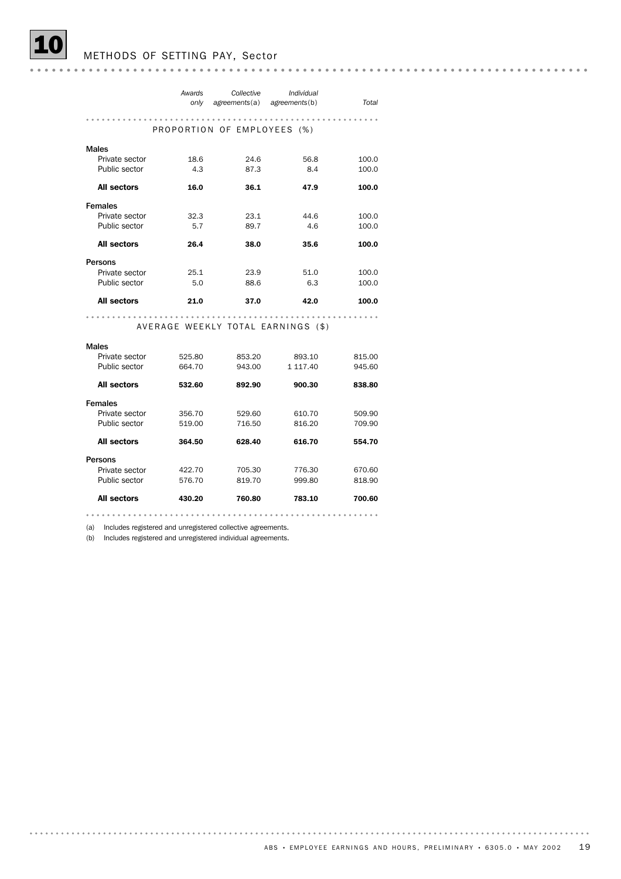# 10 METHODS OF SETTING PAY, Sector

| | *Awards only* | *Collective agreements(a)* | *Individual agreements(b)* | *Total* |
|---|---|---|---|---|
| **PROPORTION OF EMPLOYEES (%)** | | | | |
| **Males** | | | | |
| Private sector | 18.6 | 24.6 | 56.8 | 100.0 |
| Public sector | 4.3 | 87.3 | 8.4 | 100.0 |
| **All sectors** | **16.0** | **36.1** | **47.9** | **100.0** |
| **Females** | | | | |
| Private sector | 32.3 | 23.1 | 44.6 | 100.0 |
| Public sector | 5.7 | 89.7 | 4.6 | 100.0 |
| **All sectors** | **26.4** | **38.0** | **35.6** | **100.0** |
| **Persons** | | | | |
| Private sector | 25.1 | 23.9 | 51.0 | 100.0 |
| Public sector | 5.0 | 88.6 | 6.3 | 100.0 |
| **All sectors** | **21.0** | **37.0** | **42.0** | **100.0** |
| **AVERAGE WEEKLY TOTAL EARNINGS ($)** | | | | |
| **Males** | | | | |
| Private sector | 525.80 | 853.20 | 893.10 | 815.00 |
| Public sector | 664.70 | 943.00 | 1 117.40 | 945.60 |
| **All sectors** | **532.60** | **892.90** | **900.30** | **838.80** |
| **Females** | | | | |
| Private sector | 356.70 | 529.60 | 610.70 | 509.90 |
| Public sector | 519.00 | 716.50 | 816.20 | 709.90 |
| **All sectors** | **364.50** | **628.40** | **616.70** | **554.70** |
| **Persons** | | | | |
| Private sector | 422.70 | 705.30 | 776.30 | 670.60 |
| Public sector | 576.70 | 819.70 | 999.80 | 818.90 |
| **All sectors** | **430.20** | **760.80** | **783.10** | **700.60** |

(a) Includes registered and unregistered collective agreements.

(b) Includes registered and unregistered individual agreements.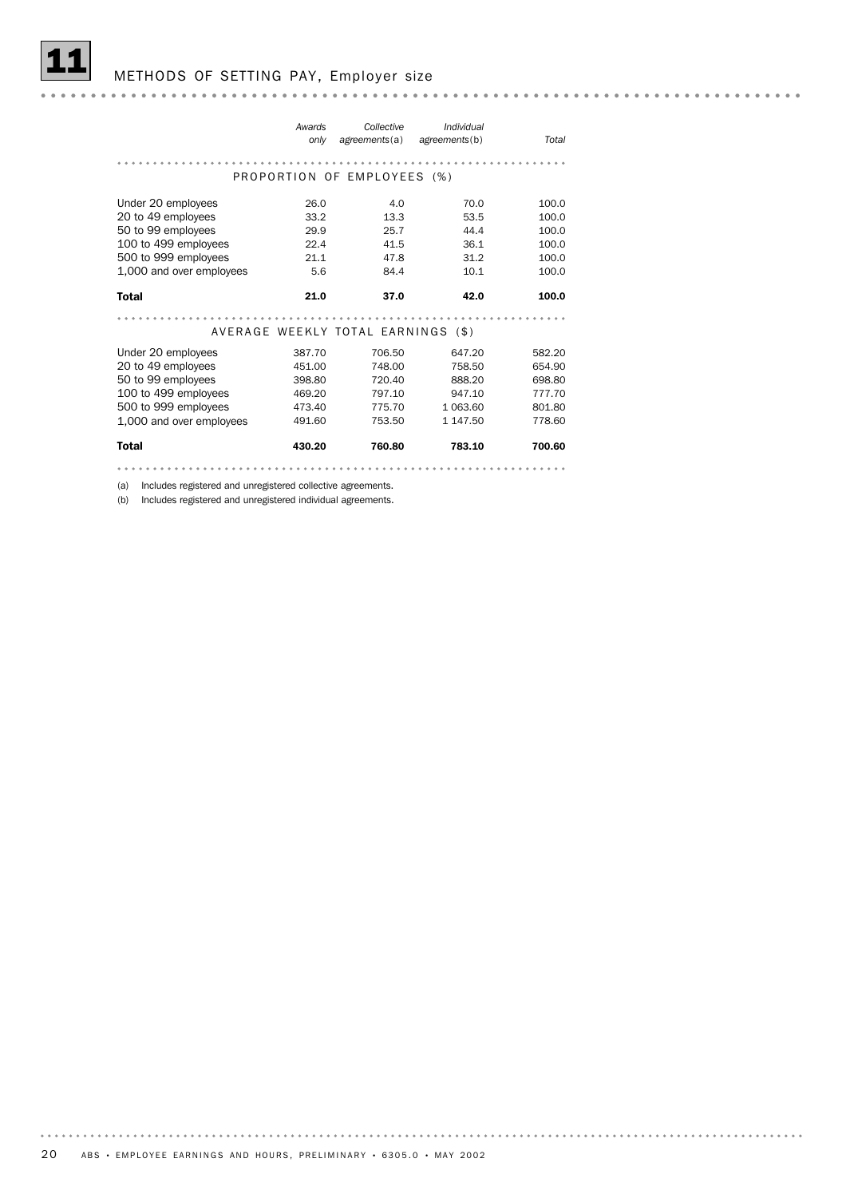## 11 METHODS OF SETTING PAY, Employer size

| | Awards only | Collective agreements(a) | Individual agreements(b) | Total |
|---|---|---|---|---|
| **PROPORTION OF EMPLOYEES (%)** | | | | |
| Under 20 employees | 26.0 | 4.0 | 70.0 | 100.0 |
| 20 to 49 employees | 33.2 | 13.3 | 53.5 | 100.0 |
| 50 to 99 employees | 29.9 | 25.7 | 44.4 | 100.0 |
| 100 to 499 employees | 22.4 | 41.5 | 36.1 | 100.0 |
| 500 to 999 employees | 21.1 | 47.8 | 31.2 | 100.0 |
| 1,000 and over employees | 5.6 | 84.4 | 10.1 | 100.0 |
| **Total** | **21.0** | **37.0** | **42.0** | **100.0** |
| **AVERAGE WEEKLY TOTAL EARNINGS ($)** | | | | |
| Under 20 employees | 387.70 | 706.50 | 647.20 | 582.20 |
| 20 to 49 employees | 451.00 | 748.00 | 758.50 | 654.90 |
| 50 to 99 employees | 398.80 | 720.40 | 888.20 | 698.80 |
| 100 to 499 employees | 469.20 | 797.10 | 947.10 | 777.70 |
| 500 to 999 employees | 473.40 | 775.70 | 1 063.60 | 801.80 |
| 1,000 and over employees | 491.60 | 753.50 | 1 147.50 | 778.60 |
| **Total** | **430.20** | **760.80** | **783.10** | **700.60** |

(a) Includes registered and unregistered collective agreements.

(b) Includes registered and unregistered individual agreements.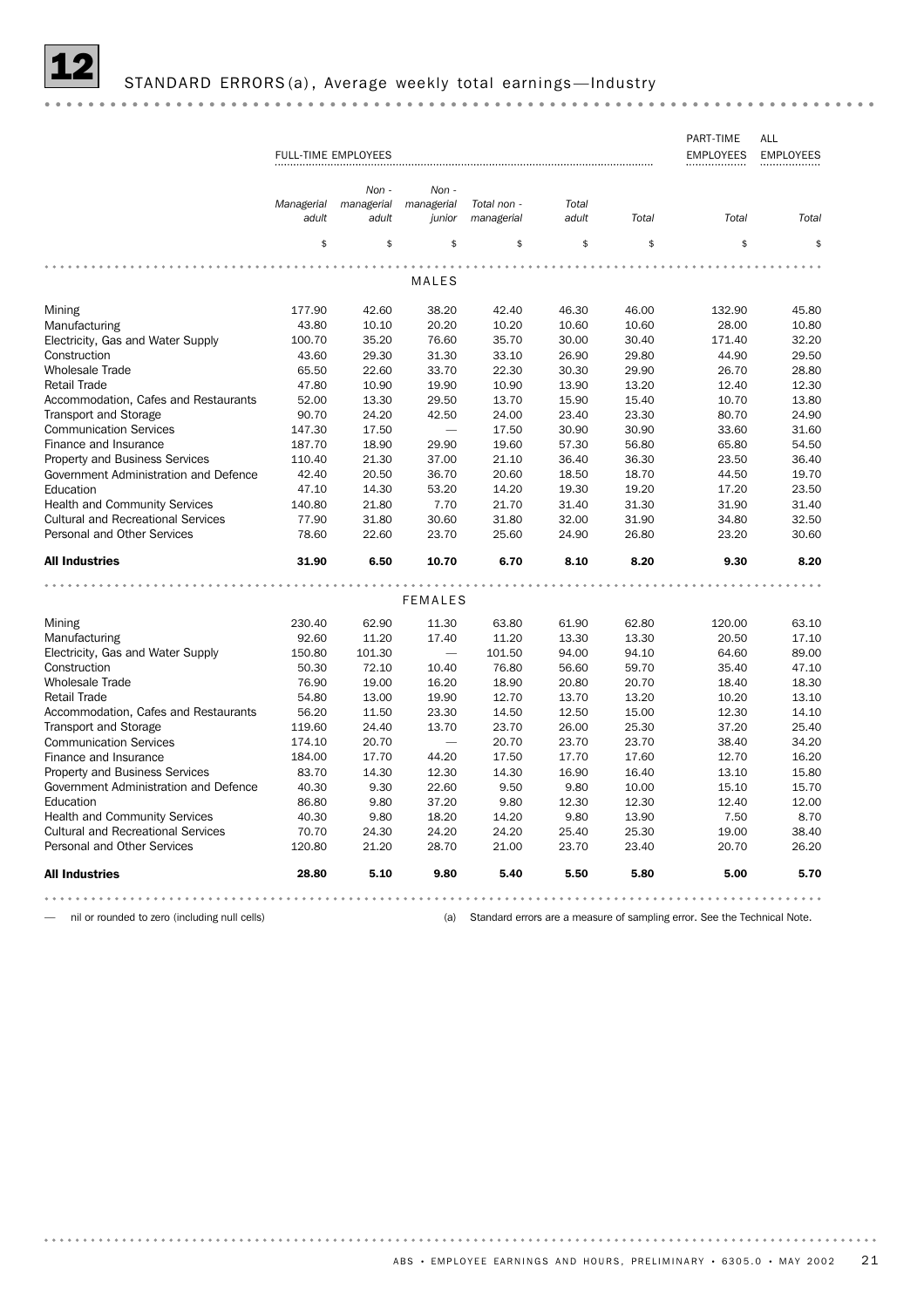# 12 STANDARD ERRORS(a), Average weekly total earnings—Industry

| | FULL-TIME EMPLOYEES | | | | | | PART-TIME EMPLOYEES | ALL EMPLOYEES |
|---|---|---|---|---|---|---|---|---|
| | *Managerial adult* | *Non - managerial adult* | *Non - managerial junior* | *Total non - managerial* | *Total adult* | *Total* | *Total* | *Total* |
| | $ | $ | $ | $ | $ | $ | $ | $ |
| **MALES** | | | | | | | | |
| Mining | 177.90 | 42.60 | 38.20 | 42.40 | 46.30 | 46.00 | 132.90 | 45.80 |
| Manufacturing | 43.80 | 10.10 | 20.20 | 10.20 | 10.60 | 10.60 | 28.00 | 10.80 |
| Electricity, Gas and Water Supply | 100.70 | 35.20 | 76.60 | 35.70 | 30.00 | 30.40 | 171.40 | 32.20 |
| Construction | 43.60 | 29.30 | 31.30 | 33.10 | 26.90 | 29.80 | 44.90 | 29.50 |
| Wholesale Trade | 65.50 | 22.60 | 33.70 | 22.30 | 30.30 | 29.90 | 26.70 | 28.80 |
| Retail Trade | 47.80 | 10.90 | 19.90 | 10.90 | 13.90 | 13.20 | 12.40 | 12.30 |
| Accommodation, Cafes and Restaurants | 52.00 | 13.30 | 29.50 | 13.70 | 15.90 | 15.40 | 10.70 | 13.80 |
| Transport and Storage | 90.70 | 24.20 | 42.50 | 24.00 | 23.40 | 23.30 | 80.70 | 24.90 |
| Communication Services | 147.30 | 17.50 | — | 17.50 | 30.90 | 30.90 | 33.60 | 31.60 |
| Finance and Insurance | 187.70 | 18.90 | 29.90 | 19.60 | 57.30 | 56.80 | 65.80 | 54.50 |
| Property and Business Services | 110.40 | 21.30 | 37.00 | 21.10 | 36.40 | 36.30 | 23.50 | 36.40 |
| Government Administration and Defence | 42.40 | 20.50 | 36.70 | 20.60 | 18.50 | 18.70 | 44.50 | 19.70 |
| Education | 47.10 | 14.30 | 53.20 | 14.20 | 19.30 | 19.20 | 17.20 | 23.50 |
| Health and Community Services | 140.80 | 21.80 | 7.70 | 21.70 | 31.40 | 31.30 | 31.90 | 31.40 |
| Cultural and Recreational Services | 77.90 | 31.80 | 30.60 | 31.80 | 32.00 | 31.90 | 34.80 | 32.50 |
| Personal and Other Services | 78.60 | 22.60 | 23.70 | 25.60 | 24.90 | 26.80 | 23.20 | 30.60 |
| **All Industries** | **31.90** | **6.50** | **10.70** | **6.70** | **8.10** | **8.20** | **9.30** | **8.20** |
| **FEMALES** | | | | | | | | |
| Mining | 230.40 | 62.90 | 11.30 | 63.80 | 61.90 | 62.80 | 120.00 | 63.10 |
| Manufacturing | 92.60 | 11.20 | 17.40 | 11.20 | 13.30 | 13.30 | 20.50 | 17.10 |
| Electricity, Gas and Water Supply | 150.80 | 101.30 | — | 101.50 | 94.00 | 94.10 | 64.60 | 89.00 |
| Construction | 50.30 | 72.10 | 10.40 | 76.80 | 56.60 | 59.70 | 35.40 | 47.10 |
| Wholesale Trade | 76.90 | 19.00 | 16.20 | 18.90 | 20.80 | 20.70 | 18.40 | 18.30 |
| Retail Trade | 54.80 | 13.00 | 19.90 | 12.70 | 13.70 | 13.20 | 10.20 | 13.10 |
| Accommodation, Cafes and Restaurants | 56.20 | 11.50 | 23.30 | 14.50 | 12.50 | 15.00 | 12.30 | 14.10 |
| Transport and Storage | 119.60 | 24.40 | 13.70 | 23.70 | 26.00 | 25.30 | 37.20 | 25.40 |
| Communication Services | 174.10 | 20.70 | — | 20.70 | 23.70 | 23.70 | 38.40 | 34.20 |
| Finance and Insurance | 184.00 | 17.70 | 44.20 | 17.50 | 17.70 | 17.60 | 12.70 | 16.20 |
| Property and Business Services | 83.70 | 14.30 | 12.30 | 14.30 | 16.90 | 16.40 | 13.10 | 15.80 |
| Government Administration and Defence | 40.30 | 9.30 | 22.60 | 9.50 | 9.80 | 10.00 | 15.10 | 15.70 |
| Education | 86.80 | 9.80 | 37.20 | 9.80 | 12.30 | 12.30 | 12.40 | 12.00 |
| Health and Community Services | 40.30 | 9.80 | 18.20 | 14.20 | 9.80 | 13.90 | 7.50 | 8.70 |
| Cultural and Recreational Services | 70.70 | 24.30 | 24.20 | 24.20 | 25.40 | 25.30 | 19.00 | 38.40 |
| Personal and Other Services | 120.80 | 21.20 | 28.70 | 21.00 | 23.70 | 23.40 | 20.70 | 26.20 |
| **All Industries** | **28.80** | **5.10** | **9.80** | **5.40** | **5.50** | **5.80** | **5.00** | **5.70** |

— nil or rounded to zero (including null cells)

(a) Standard errors are a measure of sampling error. See the Technical Note.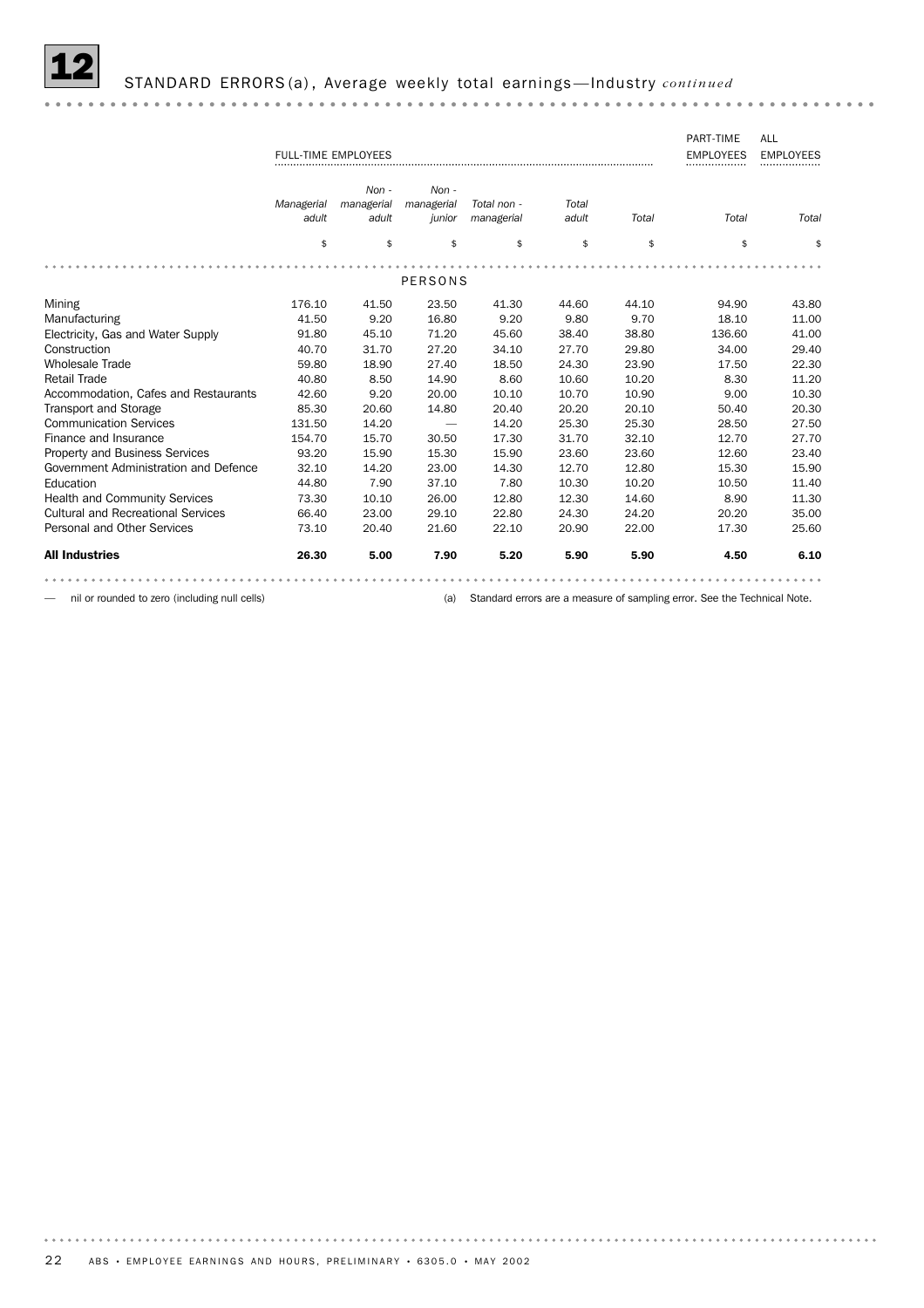## 12 STANDARD ERRORS(a), Average weekly total earnings—Industry *continued*

| | FULL-TIME EMPLOYEES | | | | | | PART-TIME EMPLOYEES | ALL EMPLOYEES |
|---|---|---|---|---|---|---|---|---|
| | *Managerial adult* | *Non - managerial adult* | *Non - managerial junior* | *Total non - managerial* | *Total adult* | *Total* | *Total* | *Total* |
| | $ | $ | $ | $ | $ | $ | $ | $ |
| | | | PERSONS | | | | | |
| Mining | 176.10 | 41.50 | 23.50 | 41.30 | 44.60 | 44.10 | 94.90 | 43.80 |
| Manufacturing | 41.50 | 9.20 | 16.80 | 9.20 | 9.80 | 9.70 | 18.10 | 11.00 |
| Electricity, Gas and Water Supply | 91.80 | 45.10 | 71.20 | 45.60 | 38.40 | 38.80 | 136.60 | 41.00 |
| Construction | 40.70 | 31.70 | 27.20 | 34.10 | 27.70 | 29.80 | 34.00 | 29.40 |
| Wholesale Trade | 59.80 | 18.90 | 27.40 | 18.50 | 24.30 | 23.90 | 17.50 | 22.30 |
| Retail Trade | 40.80 | 8.50 | 14.90 | 8.60 | 10.60 | 10.20 | 8.30 | 11.20 |
| Accommodation, Cafes and Restaurants | 42.60 | 9.20 | 20.00 | 10.10 | 10.70 | 10.90 | 9.00 | 10.30 |
| Transport and Storage | 85.30 | 20.60 | 14.80 | 20.40 | 20.20 | 20.10 | 50.40 | 20.30 |
| Communication Services | 131.50 | 14.20 | — | 14.20 | 25.30 | 25.30 | 28.50 | 27.50 |
| Finance and Insurance | 154.70 | 15.70 | 30.50 | 17.30 | 31.70 | 32.10 | 12.70 | 27.70 |
| Property and Business Services | 93.20 | 15.90 | 15.30 | 15.90 | 23.60 | 23.60 | 12.60 | 23.40 |
| Government Administration and Defence | 32.10 | 14.20 | 23.00 | 14.30 | 12.70 | 12.80 | 15.30 | 15.90 |
| Education | 44.80 | 7.90 | 37.10 | 7.80 | 10.30 | 10.20 | 10.50 | 11.40 |
| Health and Community Services | 73.30 | 10.10 | 26.00 | 12.80 | 12.30 | 14.60 | 8.90 | 11.30 |
| Cultural and Recreational Services | 66.40 | 23.00 | 29.10 | 22.80 | 24.30 | 24.20 | 20.20 | 35.00 |
| Personal and Other Services | 73.10 | 20.40 | 21.60 | 22.10 | 20.90 | 22.00 | 17.30 | 25.60 |
| **All Industries** | **26.30** | **5.00** | **7.90** | **5.20** | **5.90** | **5.90** | **4.50** | **6.10** |

— nil or rounded to zero (including null cells)

(a) Standard errors are a measure of sampling error. See the Technical Note.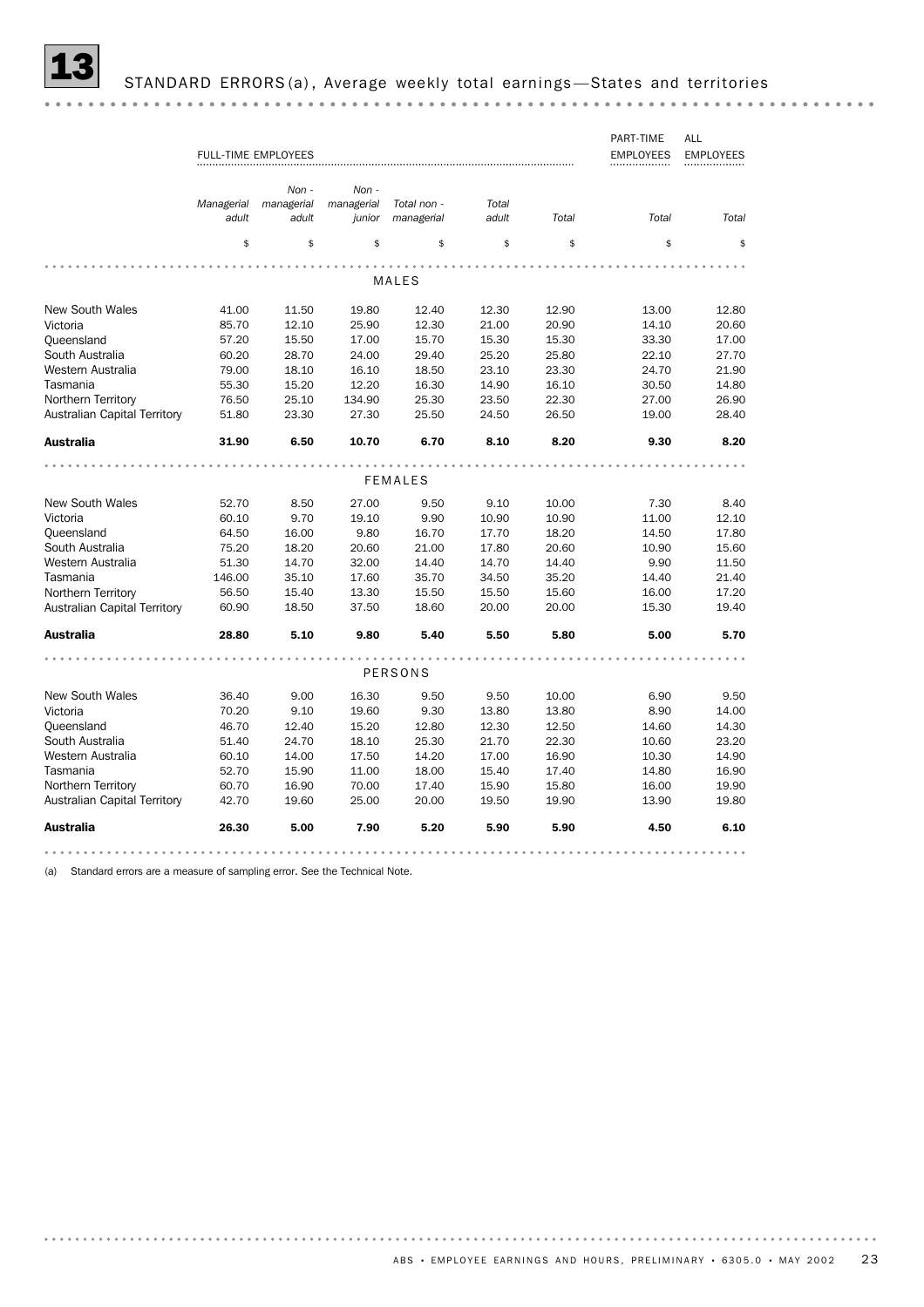# 13 STANDARD ERRORS(a), Average weekly total earnings—States and territories

| | FULL-TIME EMPLOYEES | | | | | | PART-TIME EMPLOYEES | ALL EMPLOYEES |
|---|---|---|---|---|---|---|---|---|
| | *Managerial adult* | *Non - managerial adult* | *Non - managerial junior* | *Total non - managerial* | *Total adult* | *Total* | *Total* | *Total* |
| | $ | $ | $ | $ | $ | $ | $ | $ |
| **MALES** | | | | | | | | |
| New South Wales | 41.00 | 11.50 | 19.80 | 12.40 | 12.30 | 12.90 | 13.00 | 12.80 |
| Victoria | 85.70 | 12.10 | 25.90 | 12.30 | 21.00 | 20.90 | 14.10 | 20.60 |
| Queensland | 57.20 | 15.50 | 17.00 | 15.70 | 15.30 | 15.30 | 33.30 | 17.00 |
| South Australia | 60.20 | 28.70 | 24.00 | 29.40 | 25.20 | 25.80 | 22.10 | 27.70 |
| Western Australia | 79.00 | 18.10 | 16.10 | 18.50 | 23.10 | 23.30 | 24.70 | 21.90 |
| Tasmania | 55.30 | 15.20 | 12.20 | 16.30 | 14.90 | 16.10 | 30.50 | 14.80 |
| Northern Territory | 76.50 | 25.10 | 134.90 | 25.30 | 23.50 | 22.30 | 27.00 | 26.90 |
| Australian Capital Territory | 51.80 | 23.30 | 27.30 | 25.50 | 24.50 | 26.50 | 19.00 | 28.40 |
| **Australia** | **31.90** | **6.50** | **10.70** | **6.70** | **8.10** | **8.20** | **9.30** | **8.20** |
| **FEMALES** | | | | | | | | |
| New South Wales | 52.70 | 8.50 | 27.00 | 9.50 | 9.10 | 10.00 | 7.30 | 8.40 |
| Victoria | 60.10 | 9.70 | 19.10 | 9.90 | 10.90 | 10.90 | 11.00 | 12.10 |
| Queensland | 64.50 | 16.00 | 9.80 | 16.70 | 17.70 | 18.20 | 14.50 | 17.80 |
| South Australia | 75.20 | 18.20 | 20.60 | 21.00 | 17.80 | 20.60 | 10.90 | 15.60 |
| Western Australia | 51.30 | 14.70 | 32.00 | 14.40 | 14.70 | 14.40 | 9.90 | 11.50 |
| Tasmania | 146.00 | 35.10 | 17.60 | 35.70 | 34.50 | 35.20 | 14.40 | 21.40 |
| Northern Territory | 56.50 | 15.40 | 13.30 | 15.50 | 15.50 | 15.60 | 16.00 | 17.20 |
| Australian Capital Territory | 60.90 | 18.50 | 37.50 | 18.60 | 20.00 | 20.00 | 15.30 | 19.40 |
| **Australia** | **28.80** | **5.10** | **9.80** | **5.40** | **5.50** | **5.80** | **5.00** | **5.70** |
| **PERSONS** | | | | | | | | |
| New South Wales | 36.40 | 9.00 | 16.30 | 9.50 | 9.50 | 10.00 | 6.90 | 9.50 |
| Victoria | 70.20 | 9.10 | 19.60 | 9.30 | 13.80 | 13.80 | 8.90 | 14.00 |
| Queensland | 46.70 | 12.40 | 15.20 | 12.80 | 12.30 | 12.50 | 14.60 | 14.30 |
| South Australia | 51.40 | 24.70 | 18.10 | 25.30 | 21.70 | 22.30 | 10.60 | 23.20 |
| Western Australia | 60.10 | 14.00 | 17.50 | 14.20 | 17.00 | 16.90 | 10.30 | 14.90 |
| Tasmania | 52.70 | 15.90 | 11.00 | 18.00 | 15.40 | 17.40 | 14.80 | 16.90 |
| Northern Territory | 60.70 | 16.90 | 70.00 | 17.40 | 15.90 | 15.80 | 16.00 | 19.90 |
| Australian Capital Territory | 42.70 | 19.60 | 25.00 | 20.00 | 19.50 | 19.90 | 13.90 | 19.80 |
| **Australia** | **26.30** | **5.00** | **7.90** | **5.20** | **5.90** | **5.90** | **4.50** | **6.10** |

(a) Standard errors are a measure of sampling error. See the Technical Note.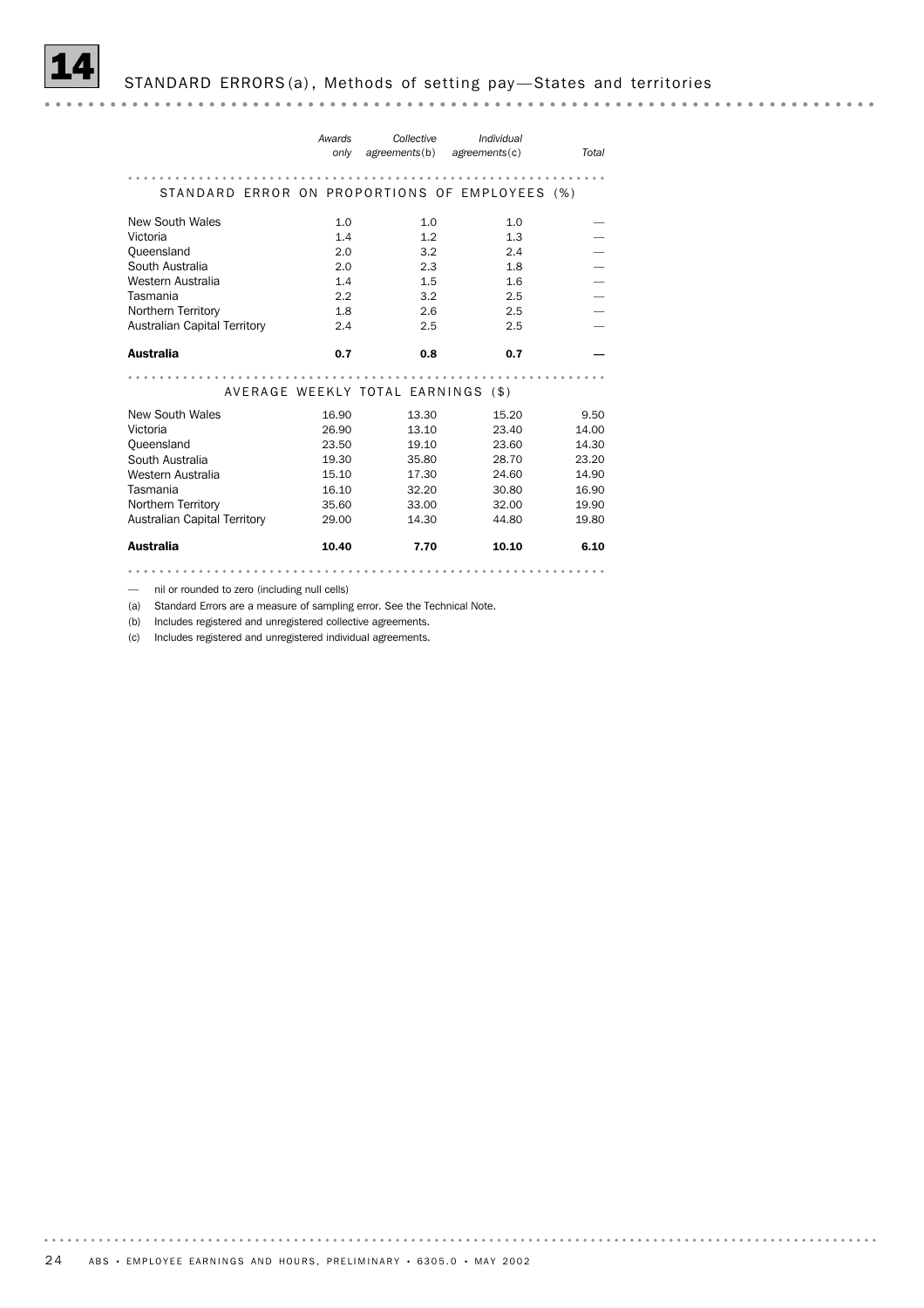## 14 STANDARD ERRORS(a), Methods of setting pay—States and territories

| | Awards only | Collective agreements(b) | Individual agreements(c) | Total |
|---|---|---|---|---|
| **STANDARD ERROR ON PROPORTIONS OF EMPLOYEES (%)** | | | | |
| New South Wales | 1.0 | 1.0 | 1.0 | — |
| Victoria | 1.4 | 1.2 | 1.3 | — |
| Queensland | 2.0 | 3.2 | 2.4 | — |
| South Australia | 2.0 | 2.3 | 1.8 | — |
| Western Australia | 1.4 | 1.5 | 1.6 | — |
| Tasmania | 2.2 | 3.2 | 2.5 | — |
| Northern Territory | 1.8 | 2.6 | 2.5 | — |
| Australian Capital Territory | 2.4 | 2.5 | 2.5 | — |
| **Australia** | **0.7** | **0.8** | **0.7** | **—** |
| **AVERAGE WEEKLY TOTAL EARNINGS ($)** | | | | |
| New South Wales | 16.90 | 13.30 | 15.20 | 9.50 |
| Victoria | 26.90 | 13.10 | 23.40 | 14.00 |
| Queensland | 23.50 | 19.10 | 23.60 | 14.30 |
| South Australia | 19.30 | 35.80 | 28.70 | 23.20 |
| Western Australia | 15.10 | 17.30 | 24.60 | 14.90 |
| Tasmania | 16.10 | 32.20 | 30.80 | 16.90 |
| Northern Territory | 35.60 | 33.00 | 32.00 | 19.90 |
| Australian Capital Territory | 29.00 | 14.30 | 44.80 | 19.80 |
| **Australia** | **10.40** | **7.70** | **10.10** | **6.10** |

— nil or rounded to zero (including null cells)

(a) Standard Errors are a measure of sampling error. See the Technical Note.

(b) Includes registered and unregistered collective agreements.

(c) Includes registered and unregistered individual agreements.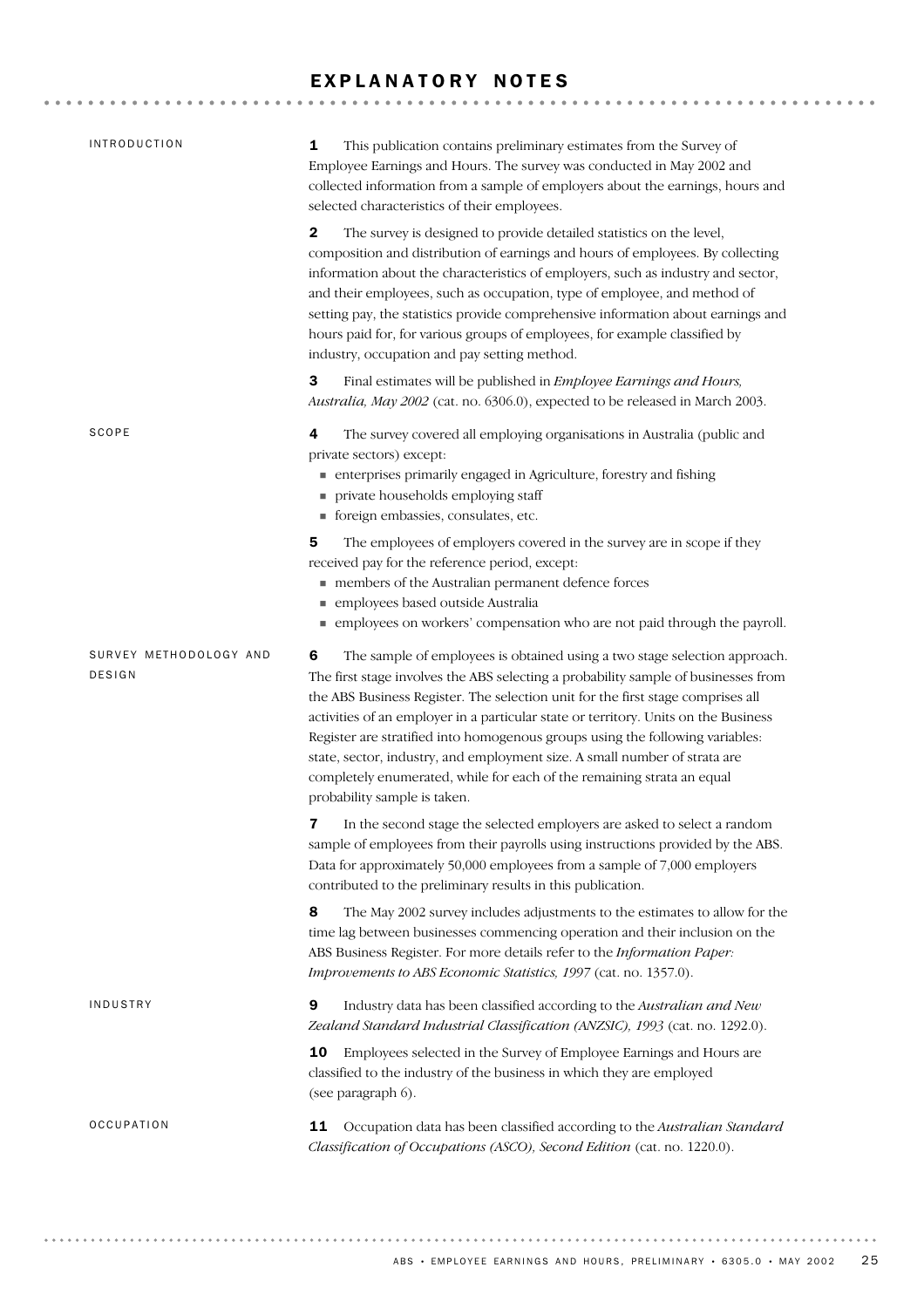# EXPLANATORY NOTES

## INTRODUCTION

**1** This publication contains preliminary estimates from the Survey of Employee Earnings and Hours. The survey was conducted in May 2002 and collected information from a sample of employers about the earnings, hours and selected characteristics of their employees.

**2** The survey is designed to provide detailed statistics on the level, composition and distribution of earnings and hours of employees. By collecting information about the characteristics of employers, such as industry and sector, and their employees, such as occupation, type of employee, and method of setting pay, the statistics provide comprehensive information about earnings and hours paid for, for various groups of employees, for example classified by industry, occupation and pay setting method.

**3** Final estimates will be published in *Employee Earnings and Hours, Australia, May 2002* (cat. no. 6306.0), expected to be released in March 2003.

## SCOPE

**4** The survey covered all employing organisations in Australia (public and private sectors) except:

- enterprises primarily engaged in Agriculture, forestry and fishing
- private households employing staff
- foreign embassies, consulates, etc.

**5** The employees of employers covered in the survey are in scope if they received pay for the reference period, except:

- members of the Australian permanent defence forces
- employees based outside Australia
- employees on workers' compensation who are not paid through the payroll.

## SURVEY METHODOLOGY AND DESIGN

**6** The sample of employees is obtained using a two stage selection approach. The first stage involves the ABS selecting a probability sample of businesses from the ABS Business Register. The selection unit for the first stage comprises all activities of an employer in a particular state or territory. Units on the Business Register are stratified into homogenous groups using the following variables: state, sector, industry, and employment size. A small number of strata are completely enumerated, while for each of the remaining strata an equal probability sample is taken.

**7** In the second stage the selected employers are asked to select a random sample of employees from their payrolls using instructions provided by the ABS. Data for approximately 50,000 employees from a sample of 7,000 employers contributed to the preliminary results in this publication.

**8** The May 2002 survey includes adjustments to the estimates to allow for the time lag between businesses commencing operation and their inclusion on the ABS Business Register. For more details refer to the *Information Paper: Improvements to ABS Economic Statistics, 1997* (cat. no. 1357.0).

## INDUSTRY

**9** Industry data has been classified according to the *Australian and New Zealand Standard Industrial Classification (ANZSIC), 1993* (cat. no. 1292.0).

**10** Employees selected in the Survey of Employee Earnings and Hours are classified to the industry of the business in which they are employed (see paragraph 6).

## OCCUPATION

**11** Occupation data has been classified according to the *Australian Standard Classification of Occupations (ASCO), Second Edition* (cat. no. 1220.0).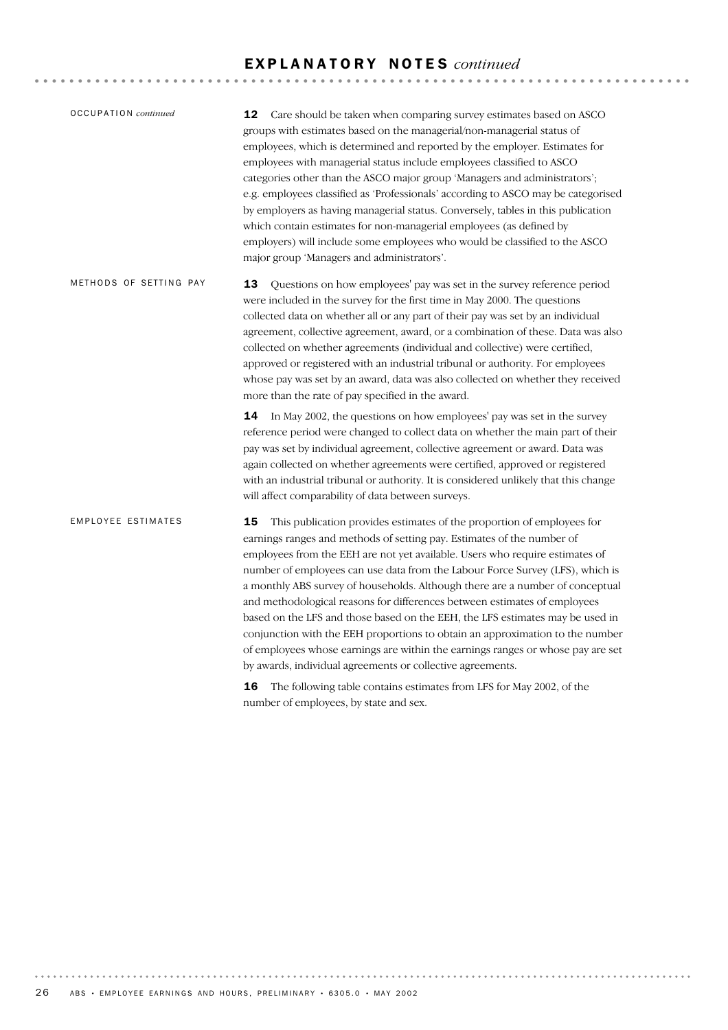# EXPLANATORY NOTES *continued*

OCCUPATION *continued*

**12** Care should be taken when comparing survey estimates based on ASCO groups with estimates based on the managerial/non-managerial status of employees, which is determined and reported by the employer. Estimates for employees with managerial status include employees classified to ASCO categories other than the ASCO major group 'Managers and administrators'; e.g. employees classified as 'Professionals' according to ASCO may be categorised by employers as having managerial status. Conversely, tables in this publication which contain estimates for non-managerial employees (as defined by employers) will include some employees who would be classified to the ASCO major group 'Managers and administrators'.

METHODS OF SETTING PAY

**13** Questions on how employees' pay was set in the survey reference period were included in the survey for the first time in May 2000. The questions collected data on whether all or any part of their pay was set by an individual agreement, collective agreement, award, or a combination of these. Data was also collected on whether agreements (individual and collective) were certified, approved or registered with an industrial tribunal or authority. For employees whose pay was set by an award, data was also collected on whether they received more than the rate of pay specified in the award.

**14** In May 2002, the questions on how employees' pay was set in the survey reference period were changed to collect data on whether the main part of their pay was set by individual agreement, collective agreement or award. Data was again collected on whether agreements were certified, approved or registered with an industrial tribunal or authority. It is considered unlikely that this change will affect comparability of data between surveys.

EMPLOYEE ESTIMATES

**15** This publication provides estimates of the proportion of employees for earnings ranges and methods of setting pay. Estimates of the number of employees from the EEH are not yet available. Users who require estimates of number of employees can use data from the Labour Force Survey (LFS), which is a monthly ABS survey of households. Although there are a number of conceptual and methodological reasons for differences between estimates of employees based on the LFS and those based on the EEH, the LFS estimates may be used in conjunction with the EEH proportions to obtain an approximation to the number of employees whose earnings are within the earnings ranges or whose pay are set by awards, individual agreements or collective agreements.

**16** The following table contains estimates from LFS for May 2002, of the number of employees, by state and sex.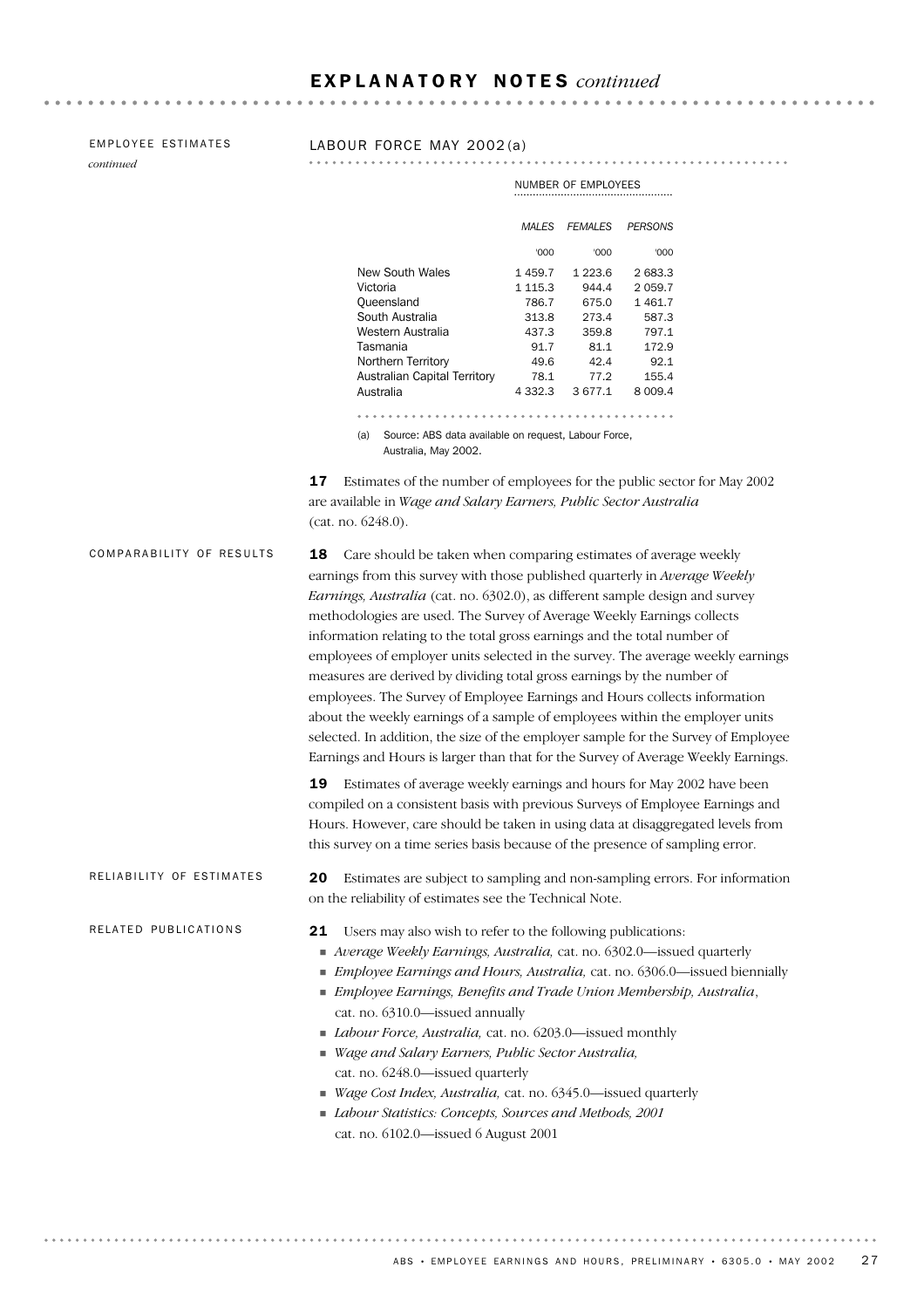## EXPLANATORY NOTES *continued*

EMPLOYEE ESTIMATES *continued*

LABOUR FORCE MAY 2002(a)

| | NUMBER OF EMPLOYEES | | |
|---|---|---|---|
| | *MALES* | *FEMALES* | *PERSONS* |
| | '000 | '000 | '000 |
| New South Wales | 1 459.7 | 1 223.6 | 2 683.3 |
| Victoria | 1 115.3 | 944.4 | 2 059.7 |
| Queensland | 786.7 | 675.0 | 1 461.7 |
| South Australia | 313.8 | 273.4 | 587.3 |
| Western Australia | 437.3 | 359.8 | 797.1 |
| Tasmania | 91.7 | 81.1 | 172.9 |
| Northern Territory | 49.6 | 42.4 | 92.1 |
| Australian Capital Territory | 78.1 | 77.2 | 155.4 |
| Australia | 4 332.3 | 3 677.1 | 8 009.4 |

(a) Source: ABS data available on request, Labour Force, Australia, May 2002.

**17** Estimates of the number of employees for the public sector for May 2002 are available in *Wage and Salary Earners, Public Sector Australia* (cat. no. 6248.0).

### COMPARABILITY OF RESULTS

**18** Care should be taken when comparing estimates of average weekly earnings from this survey with those published quarterly in *Average Weekly Earnings, Australia* (cat. no. 6302.0), as different sample design and survey methodologies are used. The Survey of Average Weekly Earnings collects information relating to the total gross earnings and the total number of employees of employer units selected in the survey. The average weekly earnings measures are derived by dividing total gross earnings by the number of employees. The Survey of Employee Earnings and Hours collects information about the weekly earnings of a sample of employees within the employer units selected. In addition, the size of the employer sample for the Survey of Employee Earnings and Hours is larger than that for the Survey of Average Weekly Earnings.

**19** Estimates of average weekly earnings and hours for May 2002 have been compiled on a consistent basis with previous Surveys of Employee Earnings and Hours. However, care should be taken in using data at disaggregated levels from this survey on a time series basis because of the presence of sampling error.

### RELIABILITY OF ESTIMATES

**20** Estimates are subject to sampling and non-sampling errors. For information on the reliability of estimates see the Technical Note.

### RELATED PUBLICATIONS

**21** Users may also wish to refer to the following publications:

- *Average Weekly Earnings, Australia,* cat. no. 6302.0—issued quarterly
- *Employee Earnings and Hours, Australia,* cat. no. 6306.0—issued biennially
- *Employee Earnings, Benefits and Trade Union Membership, Australia*, cat. no. 6310.0—issued annually
- *Labour Force, Australia,* cat. no. 6203.0—issued monthly
- *Wage and Salary Earners, Public Sector Australia,* cat. no. 6248.0—issued quarterly
- *Wage Cost Index, Australia,* cat. no. 6345.0—issued quarterly
- *Labour Statistics: Concepts, Sources and Methods, 2001* cat. no. 6102.0—issued 6 August 2001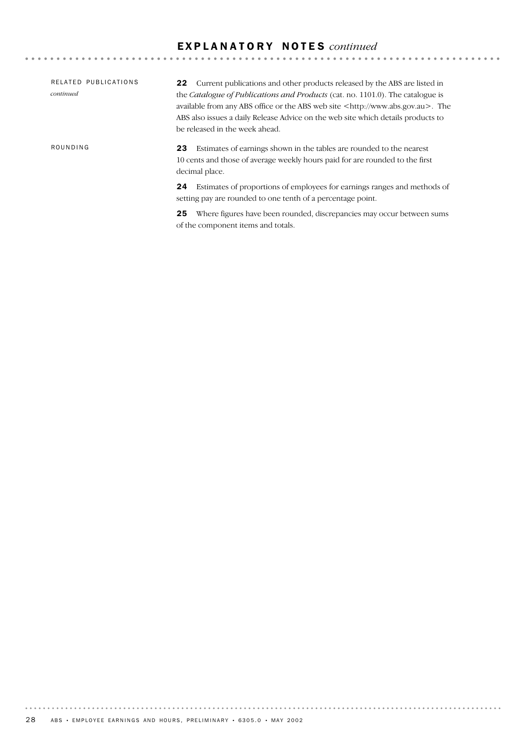## EXPLANATORY NOTES *continued*

### RELATED PUBLICATIONS *continued*

**22** Current publications and other products released by the ABS are listed in the *Catalogue of Publications and Products* (cat. no. 1101.0). The catalogue is available from any ABS office or the ABS web site <http://www.abs.gov.au>. The ABS also issues a daily Release Advice on the web site which details products to be released in the week ahead.

### ROUNDING

**23** Estimates of earnings shown in the tables are rounded to the nearest 10 cents and those of average weekly hours paid for are rounded to the first decimal place.

**24** Estimates of proportions of employees for earnings ranges and methods of setting pay are rounded to one tenth of a percentage point.

**25** Where figures have been rounded, discrepancies may occur between sums of the component items and totals.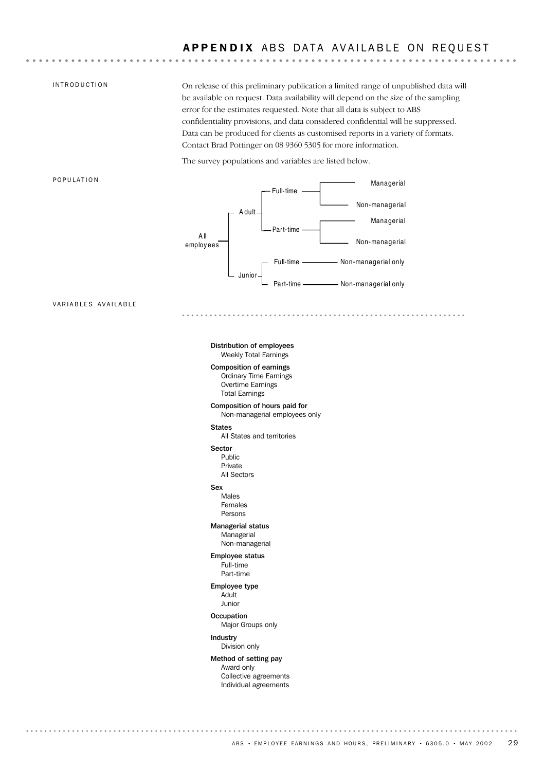# APPENDIX ABS DATA AVAILABLE ON REQUEST

## INTRODUCTION

On release of this preliminary publication a limited range of unpublished data will be available on request. Data availability will depend on the size of the sampling error for the estimates requested. Note that all data is subject to ABS confidentiality provisions, and data considered confidential will be suppressed. Data can be produced for clients as customised reports in a variety of formats. Contact Brad Pottinger on 08 9360 5305 for more information.

The survey populations and variables are listed below.

## POPULATION

- All employees
  - Adult
    - Full-time
      - Managerial
      - Non-managerial
    - Part-time
      - Managerial
      - Non-managerial
  - Junior
    - Full-time — Non-managerial only
    - Part-time — Non-managerial only

## VARIABLES AVAILABLE

**Distribution of employees**
- Weekly Total Earnings

**Composition of earnings**
- Ordinary Time Earnings
- Overtime Earnings
- Total Earnings

**Composition of hours paid for**
- Non-managerial employees only

**States**
- All States and territories

**Sector**
- Public
- Private
- All Sectors

**Sex**
- Males
- Females
- Persons

**Managerial status**
- Managerial
- Non-managerial

**Employee status**
- Full-time
- Part-time

**Employee type**
- Adult
- Junior

**Occupation**
- Major Groups only

**Industry**
- Division only

**Method of setting pay**
- Award only
- Collective agreements
- Individual agreements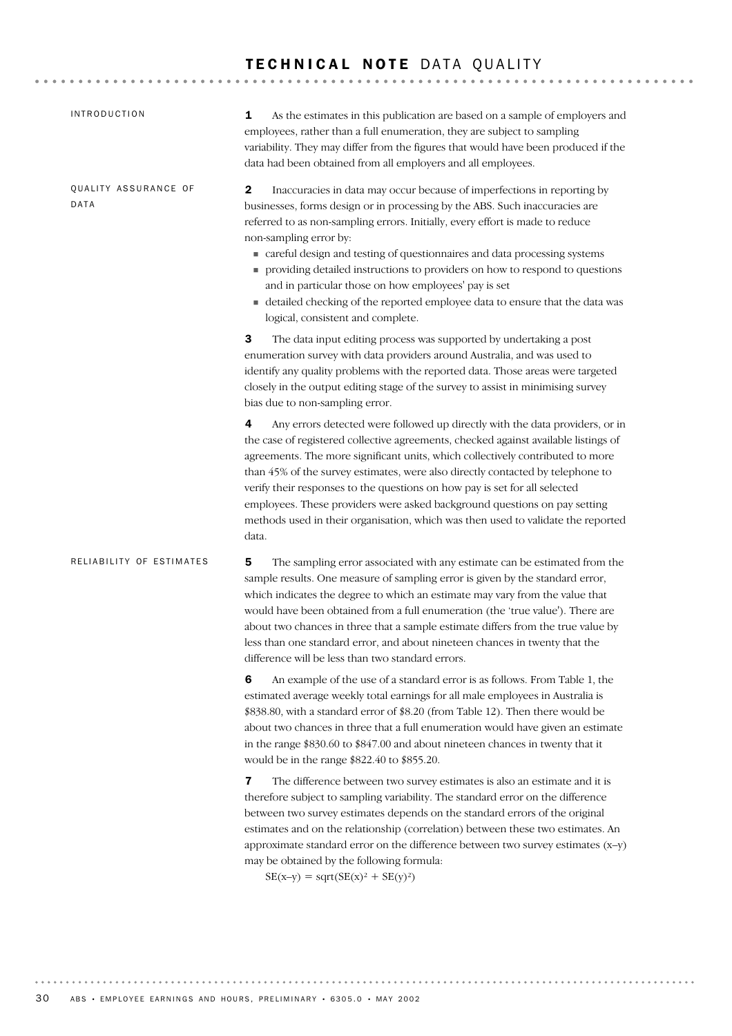# TECHNICAL NOTE DATA QUALITY

## INTRODUCTION

**1** As the estimates in this publication are based on a sample of employers and employees, rather than a full enumeration, they are subject to sampling variability. They may differ from the figures that would have been produced if the data had been obtained from all employers and all employees.

## QUALITY ASSURANCE OF DATA

**2** Inaccuracies in data may occur because of imperfections in reporting by businesses, forms design or in processing by the ABS. Such inaccuracies are referred to as non-sampling errors. Initially, every effort is made to reduce non-sampling error by:

- careful design and testing of questionnaires and data processing systems
- providing detailed instructions to providers on how to respond to questions and in particular those on how employees' pay is set
- detailed checking of the reported employee data to ensure that the data was logical, consistent and complete.

**3** The data input editing process was supported by undertaking a post enumeration survey with data providers around Australia, and was used to identify any quality problems with the reported data. Those areas were targeted closely in the output editing stage of the survey to assist in minimising survey bias due to non-sampling error.

**4** Any errors detected were followed up directly with the data providers, or in the case of registered collective agreements, checked against available listings of agreements. The more significant units, which collectively contributed to more than 45% of the survey estimates, were also directly contacted by telephone to verify their responses to the questions on how pay is set for all selected employees. These providers were asked background questions on pay setting methods used in their organisation, which was then used to validate the reported data.

## RELIABILITY OF ESTIMATES

**5** The sampling error associated with any estimate can be estimated from the sample results. One measure of sampling error is given by the standard error, which indicates the degree to which an estimate may vary from the value that would have been obtained from a full enumeration (the 'true value'). There are about two chances in three that a sample estimate differs from the true value by less than one standard error, and about nineteen chances in twenty that the difference will be less than two standard errors.

**6** An example of the use of a standard error is as follows. From Table 1, the estimated average weekly total earnings for all male employees in Australia is $838.80, with a standard error of $8.20 (from Table 12). Then there would be about two chances in three that a full enumeration would have given an estimate in the range $830.60 to $847.00 and about nineteen chances in twenty that it would be in the range $822.40 to $855.20.

**7** The difference between two survey estimates is also an estimate and it is therefore subject to sampling variability. The standard error on the difference between two survey estimates depends on the standard errors of the original estimates and on the relationship (correlation) between these two estimates. An approximate standard error on the difference between two survey estimates (x–y) may be obtained by the following formula:

$$SE(x-y) = \sqrt{SE(x)^2 + SE(y)^2}$$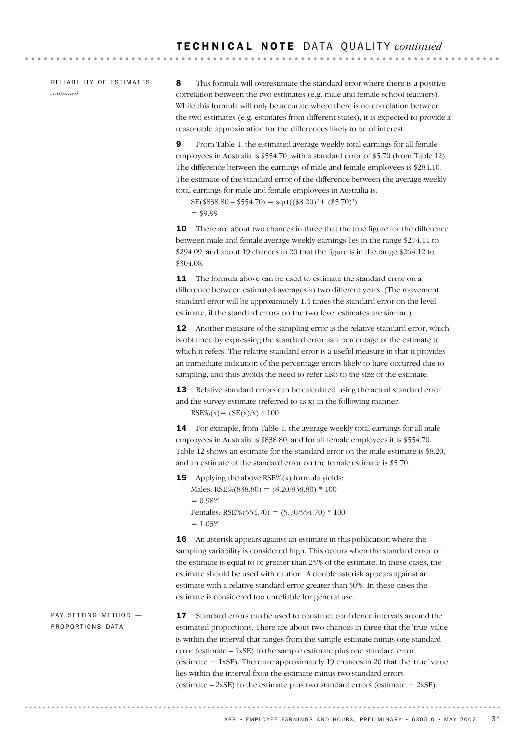## TECHNICAL NOTE DATA QUALITY *continued*

RELIABILITY OF ESTIMATES *continued*

**8** This formula will overestimate the standard error where there is a positive correlation between the two estimates (e.g. male and female school teachers). While this formula will only be accurate where there is no correlation between the two estimates (e.g. estimates from different states), it is expected to provide a reasonable approximation for the differences likely to be of interest.

**9** From Table 1, the estimated average weekly total earnings for all female employees in Australia is \$554.70, with a standard error of \$5.70 (from Table 12). The difference between the earnings of male and female employees is \$284.10. The estimate of the standard error of the difference between the average weekly total earnings for male and female employees in Australia is:

$$SE(\$838.80 - \$554.70) = \text{sqrt}((\$8.20)^2 + (\$5.70)^2)$$
$$= \$9.99$$

**10** There are about two chances in three that the true figure for the difference between male and female average weekly earnings lies in the range \$274.11 to \$294.09, and about 19 chances in 20 that the figure is in the range \$264.12 to \$304.08.

**11** The formula above can be used to estimate the standard error on a difference between estimated averages in two different years. (The movement standard error will be approximately 1.4 times the standard error on the level estimate, if the standard errors on the two level estimates are similar.)

**12** Another measure of the sampling error is the relative standard error, which is obtained by expressing the standard error as a percentage of the estimate to which it refers. The relative standard error is a useful measure in that it provides an immediate indication of the percentage errors likely to have occurred due to sampling, and thus avoids the need to refer also to the size of the estimate.

**13** Relative standard errors can be calculated using the actual standard error and the survey estimate (referred to as x) in the following manner:

$$RSE\%(x) = (SE(x)/x) * 100$$

**14** For example, from Table 1, the average weekly total earnings for all male employees in Australia is \$838.80, and for all female employees it is \$554.70. Table 12 shows an estimate for the standard error on the male estimate is \$8.20, and an estimate of the standard error on the female estimate is \$5.70.

**15** Applying the above RSE%(x) formula yields:

Males: $RSE\%(838.80) = (8.20/838.80) * 100$
$= 0.98\%$

Females: $RSE\%(554.70) = (5.70/554.70) * 100$
$= 1.03\%$

**16** An asterisk appears against an estimate in this publication where the sampling variability is considered high. This occurs when the standard error of the estimate is equal to or greater than 25% of the estimate. In these cases, the estimate should be used with caution. A double asterisk appears against an estimate with a relative standard error greater than 50%. In these cases the estimate is considered too unreliable for general use.

PAY SETTING METHOD — PROPORTIONS DATA

**17** Standard errors can be used to construct confidence intervals around the estimated proportions. There are about two chances in three that the 'true' value is within the interval that ranges from the sample estimate minus one standard error (estimate – 1xSE) to the sample estimate plus one standard error (estimate + 1xSE). There are approximately 19 chances in 20 that the 'true' value lies within the interval from the estimate minus two standard errors (estimate – 2xSE) to the estimate plus two standard errors (estimate + 2xSE).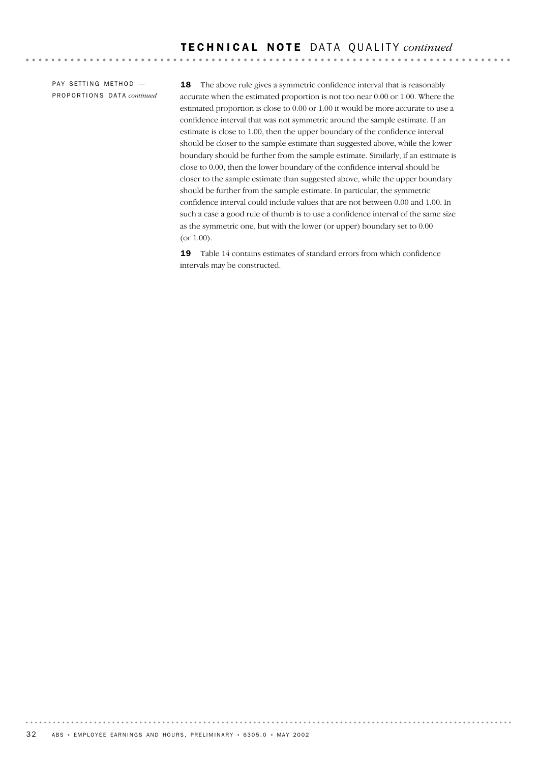## TECHNICAL NOTE DATA QUALITY *continued*

PAY SETTING METHOD — PROPORTIONS DATA *continued*

**18** The above rule gives a symmetric confidence interval that is reasonably accurate when the estimated proportion is not too near 0.00 or 1.00. Where the estimated proportion is close to 0.00 or 1.00 it would be more accurate to use a confidence interval that was not symmetric around the sample estimate. If an estimate is close to 1.00, then the upper boundary of the confidence interval should be closer to the sample estimate than suggested above, while the lower boundary should be further from the sample estimate. Similarly, if an estimate is close to 0.00, then the lower boundary of the confidence interval should be closer to the sample estimate than suggested above, while the upper boundary should be further from the sample estimate. In particular, the symmetric confidence interval could include values that are not between 0.00 and 1.00. In such a case a good rule of thumb is to use a confidence interval of the same size as the symmetric one, but with the lower (or upper) boundary set to 0.00 (or 1.00).

**19** Table 14 contains estimates of standard errors from which confidence intervals may be constructed.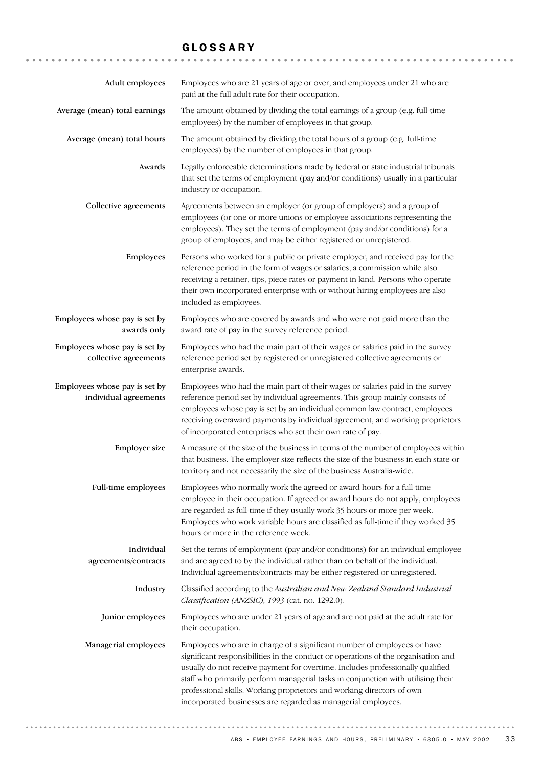# GLOSSARY

**Adult employees**
Employees who are 21 years of age or over, and employees under 21 who are paid at the full adult rate for their occupation.

**Average (mean) total earnings**
The amount obtained by dividing the total earnings of a group (e.g. full-time employees) by the number of employees in that group.

**Average (mean) total hours**
The amount obtained by dividing the total hours of a group (e.g. full-time employees) by the number of employees in that group.

**Awards**
Legally enforceable determinations made by federal or state industrial tribunals that set the terms of employment (pay and/or conditions) usually in a particular industry or occupation.

**Collective agreements**
Agreements between an employer (or group of employers) and a group of employees (or one or more unions or employee associations representing the employees). They set the terms of employment (pay and/or conditions) for a group of employees, and may be either registered or unregistered.

**Employees**
Persons who worked for a public or private employer, and received pay for the reference period in the form of wages or salaries, a commission while also receiving a retainer, tips, piece rates or payment in kind. Persons who operate their own incorporated enterprise with or without hiring employees are also included as employees.

**Employees whose pay is set by awards only**
Employees who are covered by awards and who were not paid more than the award rate of pay in the survey reference period.

**Employees whose pay is set by collective agreements**
Employees who had the main part of their wages or salaries paid in the survey reference period set by registered or unregistered collective agreements or enterprise awards.

**Employees whose pay is set by individual agreements**
Employees who had the main part of their wages or salaries paid in the survey reference period set by individual agreements. This group mainly consists of employees whose pay is set by an individual common law contract, employees receiving overaward payments by individual agreement, and working proprietors of incorporated enterprises who set their own rate of pay.

**Employer size**
A measure of the size of the business in terms of the number of employees within that business. The employer size reflects the size of the business in each state or territory and not necessarily the size of the business Australia-wide.

**Full-time employees**
Employees who normally work the agreed or award hours for a full-time employee in their occupation. If agreed or award hours do not apply, employees are regarded as full-time if they usually work 35 hours or more per week. Employees who work variable hours are classified as full-time if they worked 35 hours or more in the reference week.

**Individual agreements/contracts**
Set the terms of employment (pay and/or conditions) for an individual employee and are agreed to by the individual rather than on behalf of the individual. Individual agreements/contracts may be either registered or unregistered.

**Industry**
Classified according to the *Australian and New Zealand Standard Industrial Classification (ANZSIC), 1993* (cat. no. 1292.0).

**Junior employees**
Employees who are under 21 years of age and are not paid at the adult rate for their occupation.

**Managerial employees**
Employees who are in charge of a significant number of employees or have significant responsibilities in the conduct or operations of the organisation and usually do not receive payment for overtime. Includes professionally qualified staff who primarily perform managerial tasks in conjunction with utilising their professional skills. Working proprietors and working directors of own incorporated businesses are regarded as managerial employees.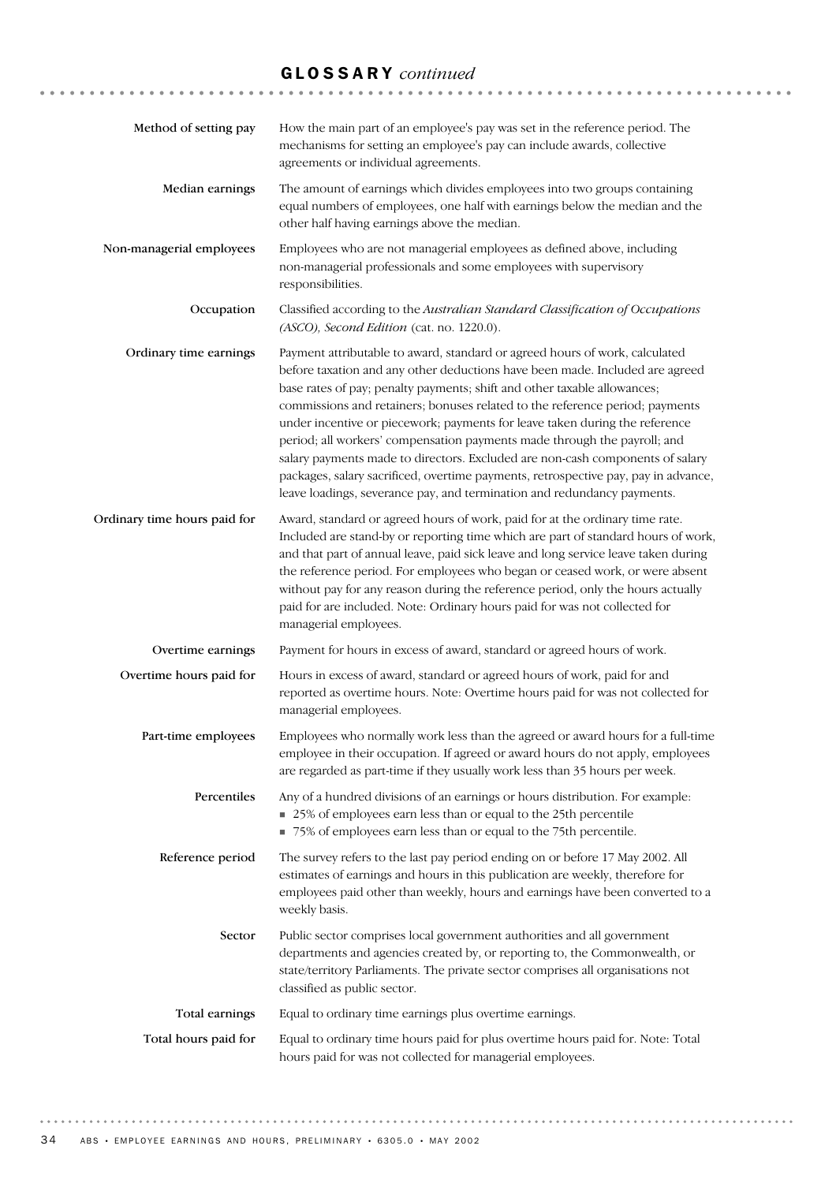## GLOSSARY *continued*

**Method of setting pay**
How the main part of an employee's pay was set in the reference period. The mechanisms for setting an employee's pay can include awards, collective agreements or individual agreements.

**Median earnings**
The amount of earnings which divides employees into two groups containing equal numbers of employees, one half with earnings below the median and the other half having earnings above the median.

**Non-managerial employees**
Employees who are not managerial employees as defined above, including non-managerial professionals and some employees with supervisory responsibilities.

**Occupation**
Classified according to the *Australian Standard Classification of Occupations (ASCO), Second Edition* (cat. no. 1220.0).

**Ordinary time earnings**
Payment attributable to award, standard or agreed hours of work, calculated before taxation and any other deductions have been made. Included are agreed base rates of pay; penalty payments; shift and other taxable allowances; commissions and retainers; bonuses related to the reference period; payments under incentive or piecework; payments for leave taken during the reference period; all workers' compensation payments made through the payroll; and salary payments made to directors. Excluded are non-cash components of salary packages, salary sacrificed, overtime payments, retrospective pay, pay in advance, leave loadings, severance pay, and termination and redundancy payments.

**Ordinary time hours paid for**
Award, standard or agreed hours of work, paid for at the ordinary time rate. Included are stand-by or reporting time which are part of standard hours of work, and that part of annual leave, paid sick leave and long service leave taken during the reference period. For employees who began or ceased work, or were absent without pay for any reason during the reference period, only the hours actually paid for are included. Note: Ordinary hours paid for was not collected for managerial employees.

**Overtime earnings**
Payment for hours in excess of award, standard or agreed hours of work.

**Overtime hours paid for**
Hours in excess of award, standard or agreed hours of work, paid for and reported as overtime hours. Note: Overtime hours paid for was not collected for managerial employees.

**Part-time employees**
Employees who normally work less than the agreed or award hours for a full-time employee in their occupation. If agreed or award hours do not apply, employees are regarded as part-time if they usually work less than 35 hours per week.

**Percentiles**
Any of a hundred divisions of an earnings or hours distribution. For example:

- 25% of employees earn less than or equal to the 25th percentile
- 75% of employees earn less than or equal to the 75th percentile.

**Reference period**
The survey refers to the last pay period ending on or before 17 May 2002. All estimates of earnings and hours in this publication are weekly, therefore for employees paid other than weekly, hours and earnings have been converted to a weekly basis.

**Sector**
Public sector comprises local government authorities and all government departments and agencies created by, or reporting to, the Commonwealth, or state/territory Parliaments. The private sector comprises all organisations not classified as public sector.

**Total earnings**
Equal to ordinary time earnings plus overtime earnings.

**Total hours paid for**
Equal to ordinary time hours paid for plus overtime hours paid for. Note: Total hours paid for was not collected for managerial employees.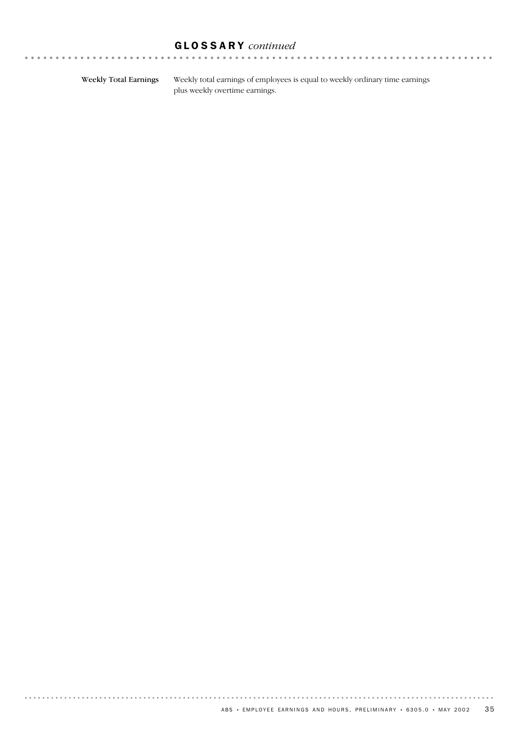## GLOSSARY *continued*

**Weekly Total Earnings** Weekly total earnings of employees is equal to weekly ordinary time earnings plus weekly overtime earnings.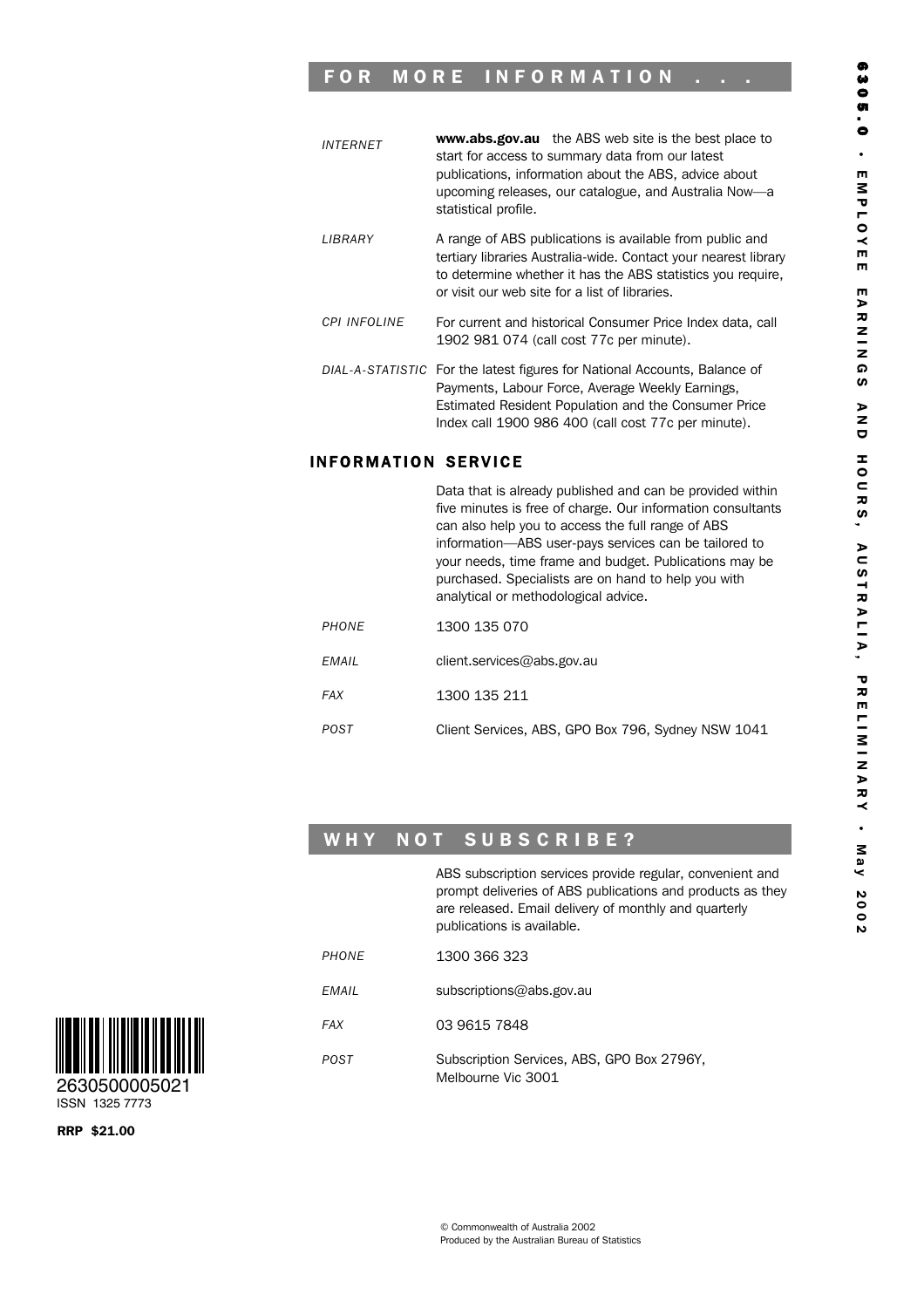## FOR MORE INFORMATION . . .

| | |
|---|---|
| *INTERNET* | **www.abs.gov.au** the ABS web site is the best place to start for access to summary data from our latest publications, information about the ABS, advice about upcoming releases, our catalogue, and Australia Now—a statistical profile. |
| *LIBRARY* | A range of ABS publications is available from public and tertiary libraries Australia-wide. Contact your nearest library to determine whether it has the ABS statistics you require, or visit our web site for a list of libraries. |
| *CPI INFOLINE* | For current and historical Consumer Price Index data, call 1902 981 074 (call cost 77c per minute). |
| *DIAL-A-STATISTIC* | For the latest figures for National Accounts, Balance of Payments, Labour Force, Average Weekly Earnings, Estimated Resident Population and the Consumer Price Index call 1900 986 400 (call cost 77c per minute). |

### INFORMATION SERVICE

Data that is already published and can be provided within five minutes is free of charge. Our information consultants can also help you to access the full range of ABS information—ABS user-pays services can be tailored to your needs, time frame and budget. Publications may be purchased. Specialists are on hand to help you with analytical or methodological advice.

| | |
|---|---|
| *PHONE* | 1300 135 070 |
| *EMAIL* | client.services@abs.gov.au |
| *FAX* | 1300 135 211 |
| *POST* | Client Services, ABS, GPO Box 796, Sydney NSW 1041 |

## WHY NOT SUBSCRIBE?

ABS subscription services provide regular, convenient and prompt deliveries of ABS publications and products as they are released. Email delivery of monthly and quarterly publications is available.

| | |
|---|---|
| *PHONE* | 1300 366 323 |
| *EMAIL* | subscriptions@abs.gov.au |
| *FAX* | 03 9615 7848 |
| *POST* | Subscription Services, ABS, GPO Box 2796Y, Melbourne Vic 3001 |

2630500005021

ISSN 1325 7773

**RRP $21.00**

© Commonwealth of Australia 2002

Produced by the Australian Bureau of Statistics